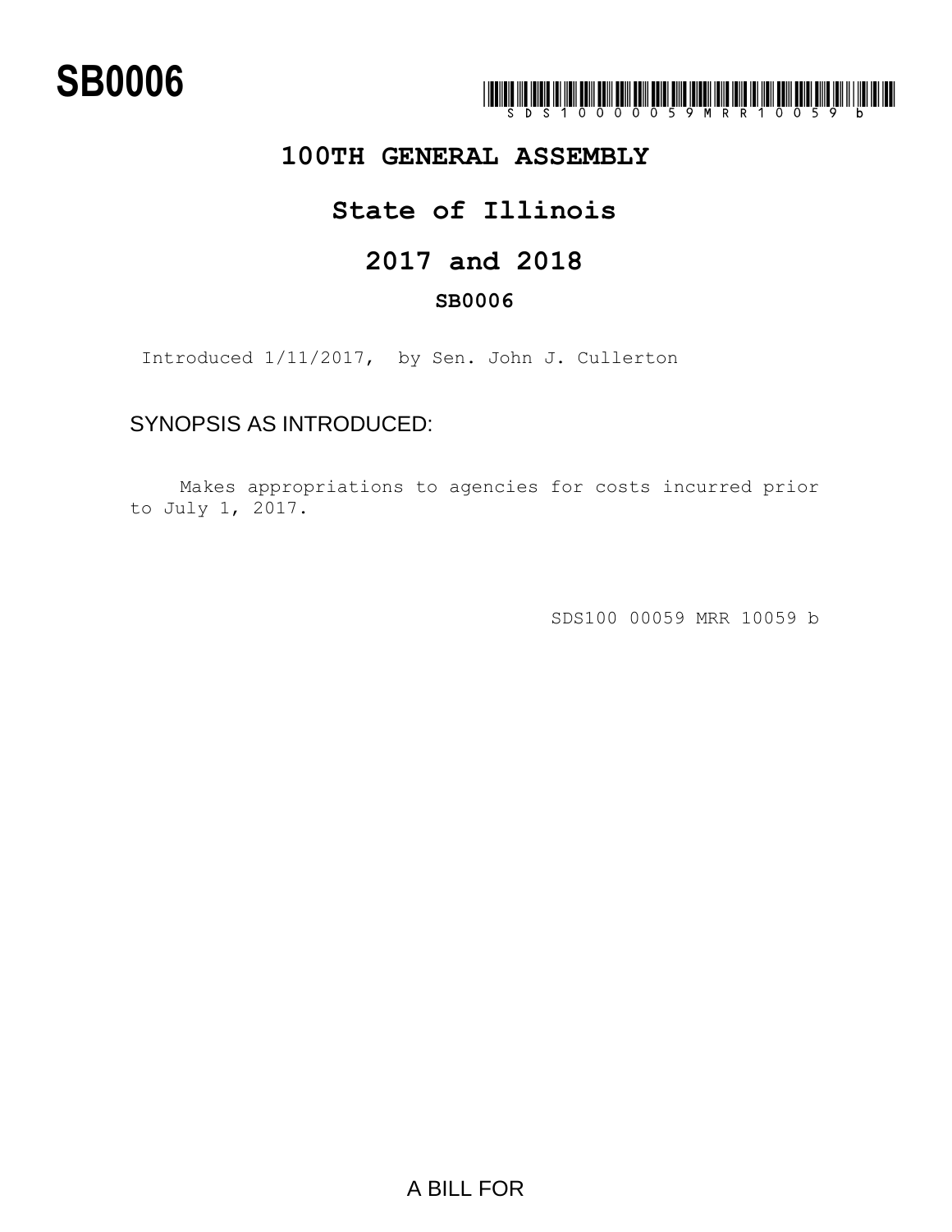# SB0006

SDS10000059MRR10059b

## 100TH GENERAL ASSEMBLY

## State of Illinois

## 2017 and 2018

### SB0006

Introduced 1/11/2017, by Sen. John J. Cullerton

SYNOPSIS AS INTRODUCED:

Makes appropriations to agencies for costs incurred prior to July 1, 2017.

SDS100 00059 MRR 10059 b

A BILL FOR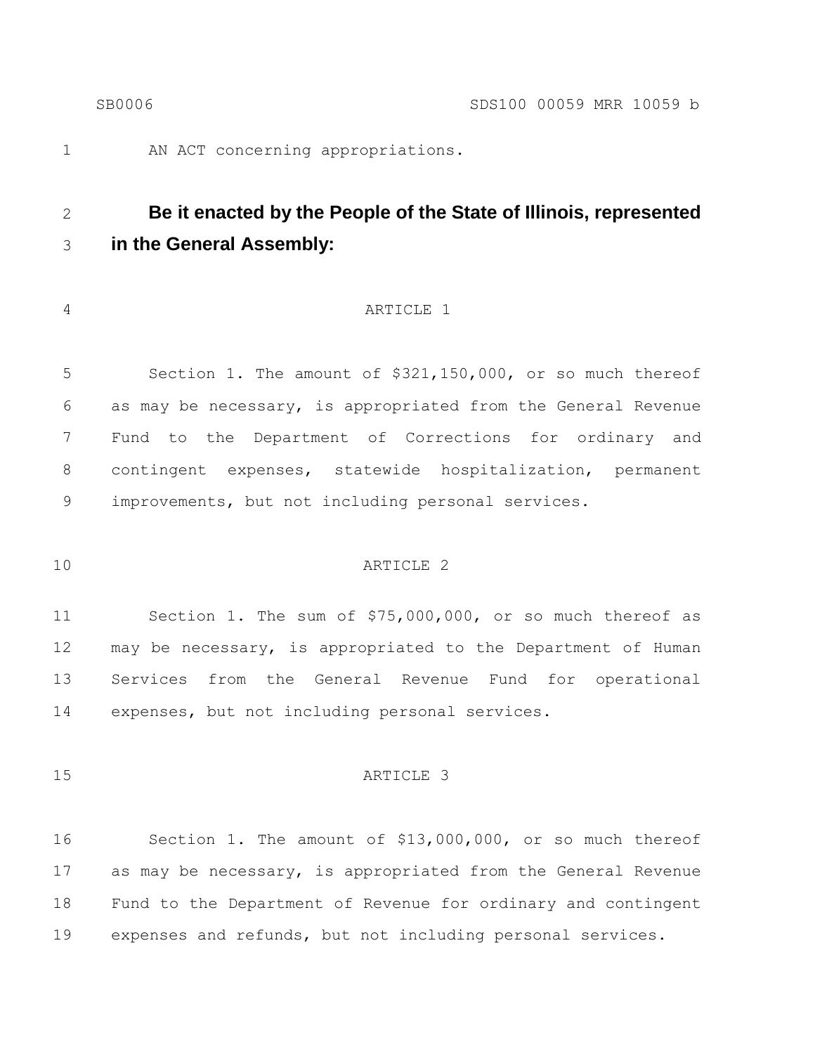AN ACT concerning appropriations.

**Be it enacted by the People of the State of Illinois, represented in the General Assembly:**

ARTICLE 1

Section 1. The amount of $321,150,000, or so much thereof as may be necessary, is appropriated from the General Revenue Fund to the Department of Corrections for ordinary and contingent expenses, statewide hospitalization, permanent improvements, but not including personal services.

ARTICLE 2

Section 1. The sum of $75,000,000, or so much thereof as may be necessary, is appropriated to the Department of Human Services from the General Revenue Fund for operational expenses, but not including personal services.

ARTICLE 3

Section 1. The amount of $13,000,000, or so much thereof as may be necessary, is appropriated from the General Revenue Fund to the Department of Revenue for ordinary and contingent expenses and refunds, but not including personal services.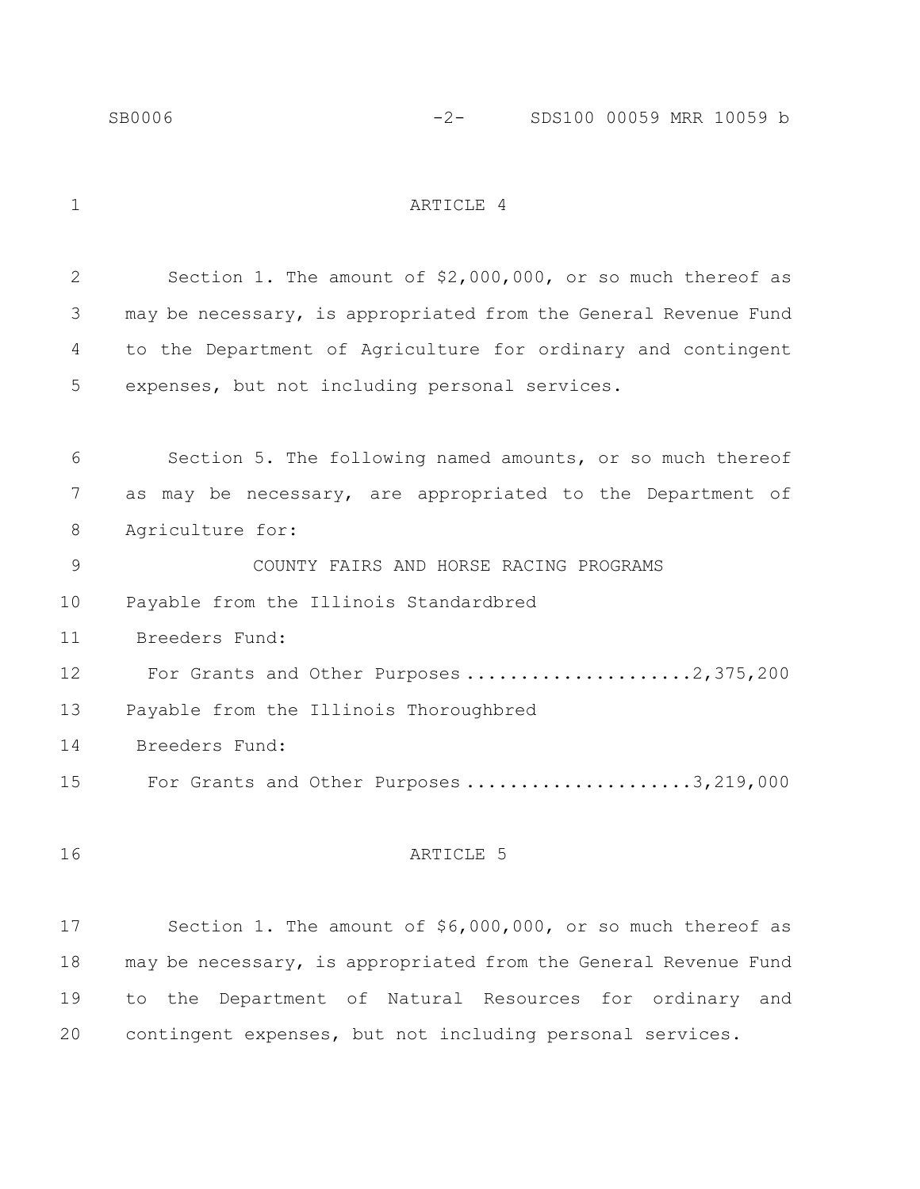## ARTICLE 4

Section 1. The amount of $2,000,000, or so much thereof as may be necessary, is appropriated from the General Revenue Fund to the Department of Agriculture for ordinary and contingent expenses, but not including personal services.

Section 5. The following named amounts, or so much thereof as may be necessary, are appropriated to the Department of Agriculture for:

COUNTY FAIRS AND HORSE RACING PROGRAMS

Payable from the Illinois Standardbred Breeders Fund:

For Grants and Other Purposes .................... 2,375,200

Payable from the Illinois Thoroughbred Breeders Fund:

For Grants and Other Purposes .................... 3,219,000

## ARTICLE 5

Section 1. The amount of $6,000,000, or so much thereof as may be necessary, is appropriated from the General Revenue Fund to the Department of Natural Resources for ordinary and contingent expenses, but not including personal services.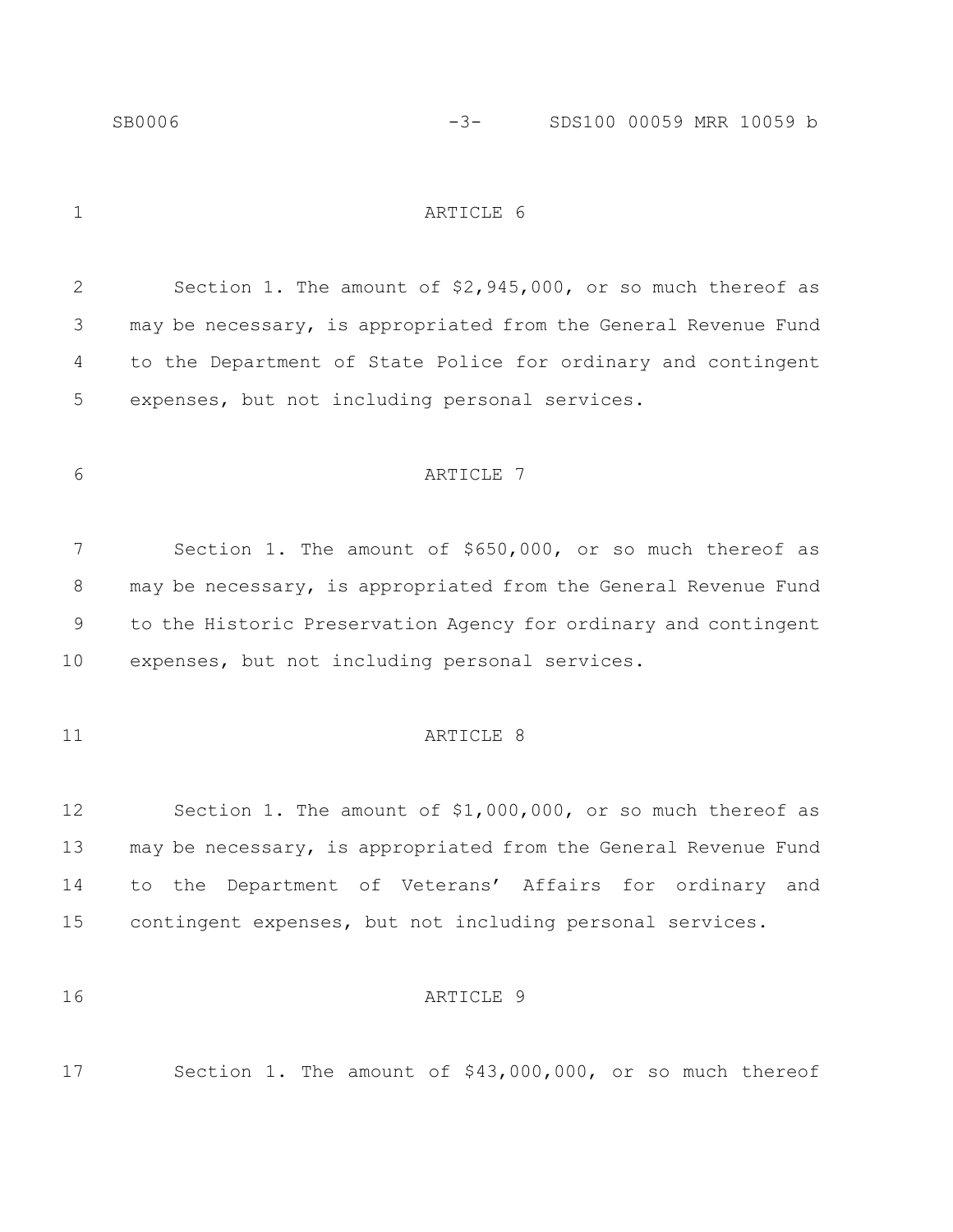ARTICLE 6

Section 1. The amount of $2,945,000, or so much thereof as may be necessary, is appropriated from the General Revenue Fund to the Department of State Police for ordinary and contingent expenses, but not including personal services.

ARTICLE 7

Section 1. The amount of $650,000, or so much thereof as may be necessary, is appropriated from the General Revenue Fund to the Historic Preservation Agency for ordinary and contingent expenses, but not including personal services.

ARTICLE 8

Section 1. The amount of $1,000,000, or so much thereof as may be necessary, is appropriated from the General Revenue Fund to the Department of Veterans' Affairs for ordinary and contingent expenses, but not including personal services.

ARTICLE 9

Section 1. The amount of $43,000,000, or so much thereof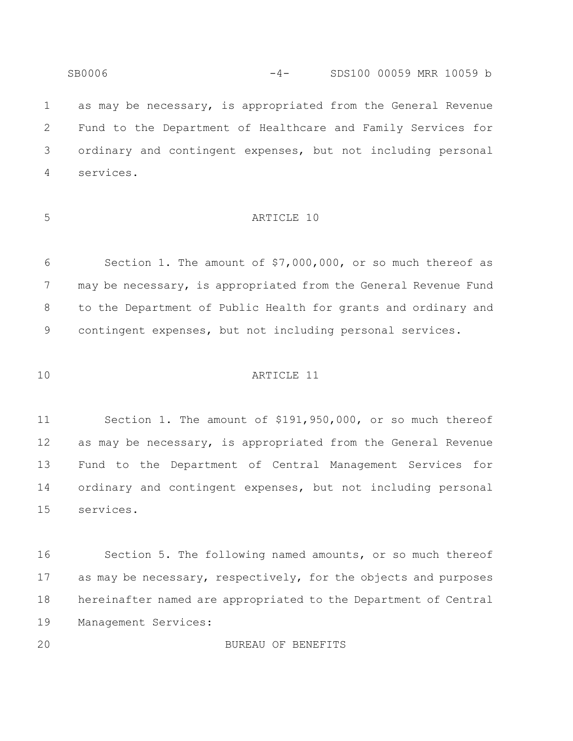as may be necessary, is appropriated from the General Revenue Fund to the Department of Healthcare and Family Services for ordinary and contingent expenses, but not including personal services.

## ARTICLE 10

Section 1. The amount of $7,000,000, or so much thereof as may be necessary, is appropriated from the General Revenue Fund to the Department of Public Health for grants and ordinary and contingent expenses, but not including personal services.

## ARTICLE 11

Section 1. The amount of $191,950,000, or so much thereof as may be necessary, is appropriated from the General Revenue Fund to the Department of Central Management Services for ordinary and contingent expenses, but not including personal services.

Section 5. The following named amounts, or so much thereof as may be necessary, respectively, for the objects and purposes hereinafter named are appropriated to the Department of Central Management Services:

BUREAU OF BENEFITS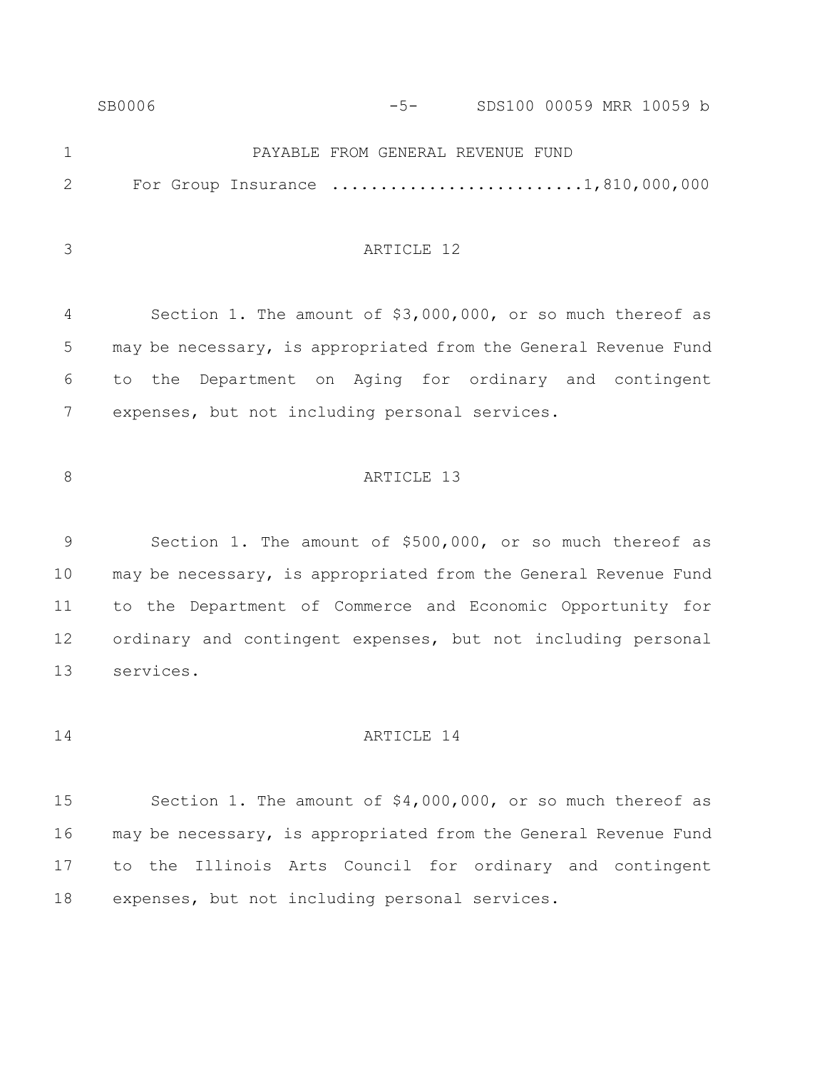PAYABLE FROM GENERAL REVENUE FUND

For Group Insurance .........................1,810,000,000

ARTICLE 12

Section 1. The amount of $3,000,000, or so much thereof as may be necessary, is appropriated from the General Revenue Fund to the Department on Aging for ordinary and contingent expenses, but not including personal services.

ARTICLE 13

Section 1. The amount of $500,000, or so much thereof as may be necessary, is appropriated from the General Revenue Fund to the Department of Commerce and Economic Opportunity for ordinary and contingent expenses, but not including personal services.

ARTICLE 14

Section 1. The amount of $4,000,000, or so much thereof as may be necessary, is appropriated from the General Revenue Fund to the Illinois Arts Council for ordinary and contingent expenses, but not including personal services.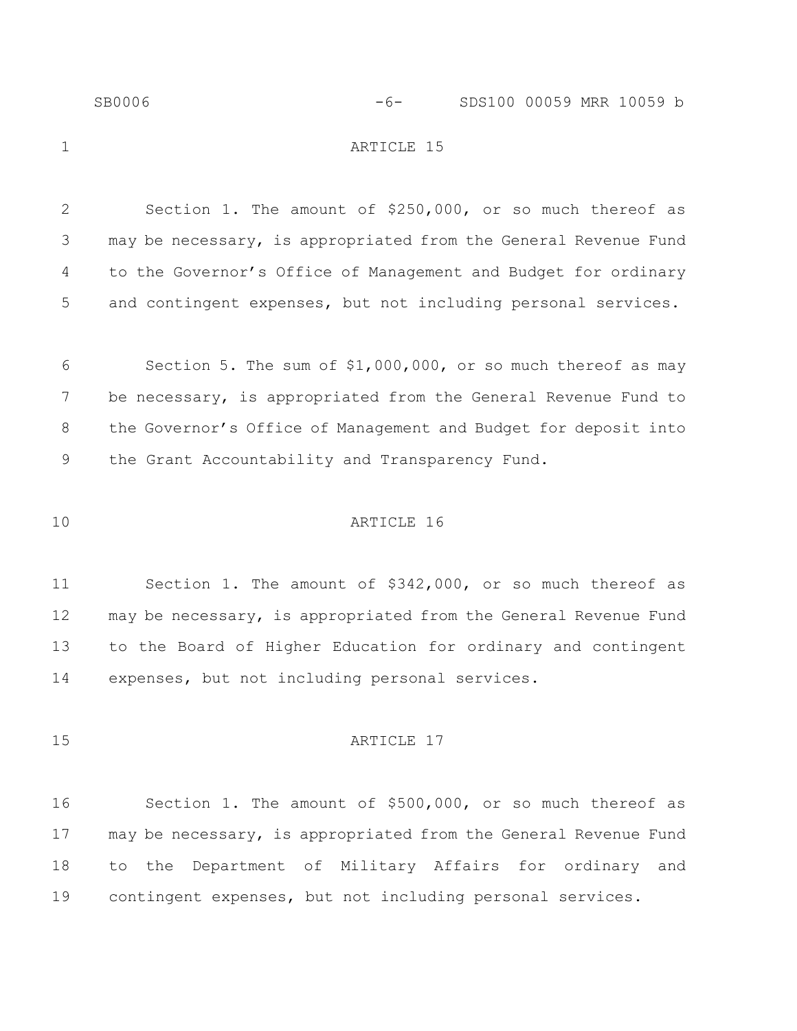ARTICLE 15

Section 1. The amount of $250,000, or so much thereof as may be necessary, is appropriated from the General Revenue Fund to the Governor's Office of Management and Budget for ordinary and contingent expenses, but not including personal services.

Section 5. The sum of $1,000,000, or so much thereof as may be necessary, is appropriated from the General Revenue Fund to the Governor's Office of Management and Budget for deposit into the Grant Accountability and Transparency Fund.

ARTICLE 16

Section 1. The amount of $342,000, or so much thereof as may be necessary, is appropriated from the General Revenue Fund to the Board of Higher Education for ordinary and contingent expenses, but not including personal services.

ARTICLE 17

Section 1. The amount of $500,000, or so much thereof as may be necessary, is appropriated from the General Revenue Fund to the Department of Military Affairs for ordinary and contingent expenses, but not including personal services.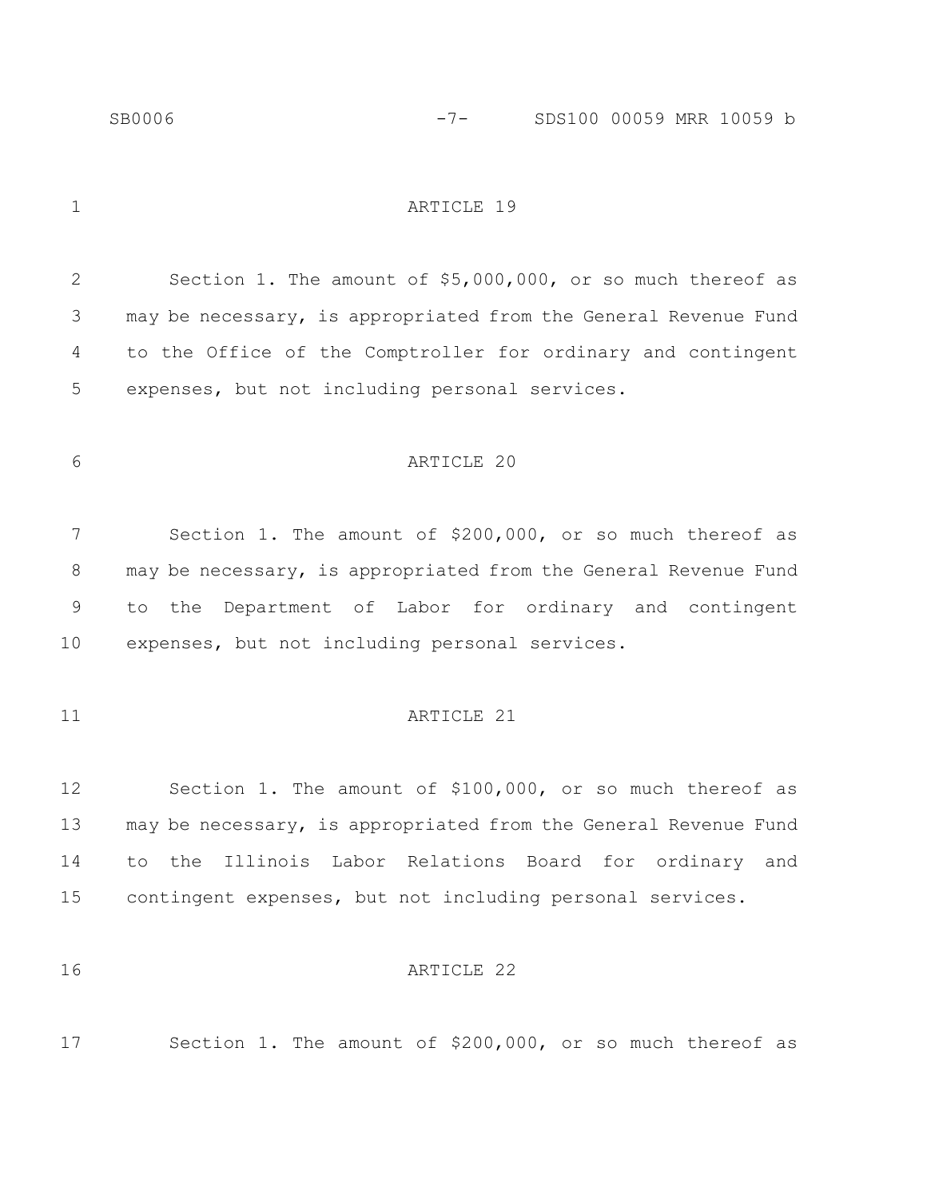ARTICLE 19

Section 1. The amount of $5,000,000, or so much thereof as may be necessary, is appropriated from the General Revenue Fund to the Office of the Comptroller for ordinary and contingent expenses, but not including personal services.

ARTICLE 20

Section 1. The amount of $200,000, or so much thereof as may be necessary, is appropriated from the General Revenue Fund to the Department of Labor for ordinary and contingent expenses, but not including personal services.

ARTICLE 21

Section 1. The amount of $100,000, or so much thereof as may be necessary, is appropriated from the General Revenue Fund to the Illinois Labor Relations Board for ordinary and contingent expenses, but not including personal services.

ARTICLE 22

Section 1. The amount of $200,000, or so much thereof as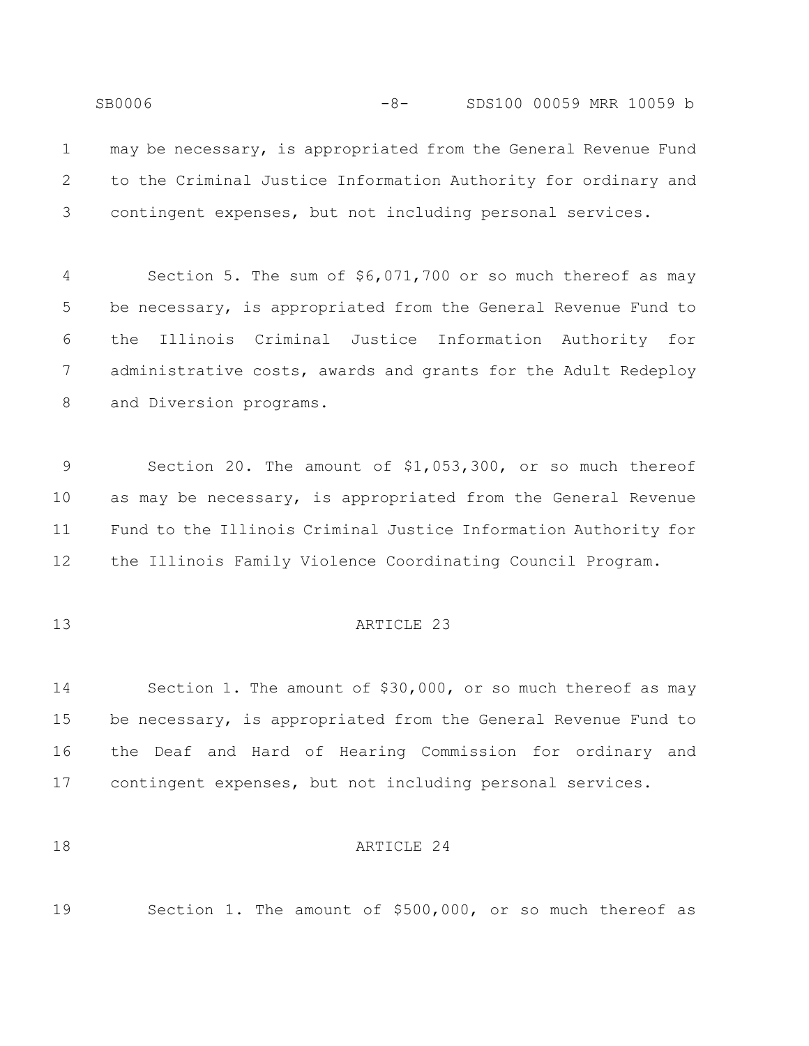may be necessary, is appropriated from the General Revenue Fund to the Criminal Justice Information Authority for ordinary and contingent expenses, but not including personal services.

Section 5. The sum of $6,071,700 or so much thereof as may be necessary, is appropriated from the General Revenue Fund to the Illinois Criminal Justice Information Authority for administrative costs, awards and grants for the Adult Redeploy and Diversion programs.

Section 20. The amount of $1,053,300, or so much thereof as may be necessary, is appropriated from the General Revenue Fund to the Illinois Criminal Justice Information Authority for the Illinois Family Violence Coordinating Council Program.

## ARTICLE 23

Section 1. The amount of $30,000, or so much thereof as may be necessary, is appropriated from the General Revenue Fund to the Deaf and Hard of Hearing Commission for ordinary and contingent expenses, but not including personal services.

## ARTICLE 24

Section 1. The amount of $500,000, or so much thereof as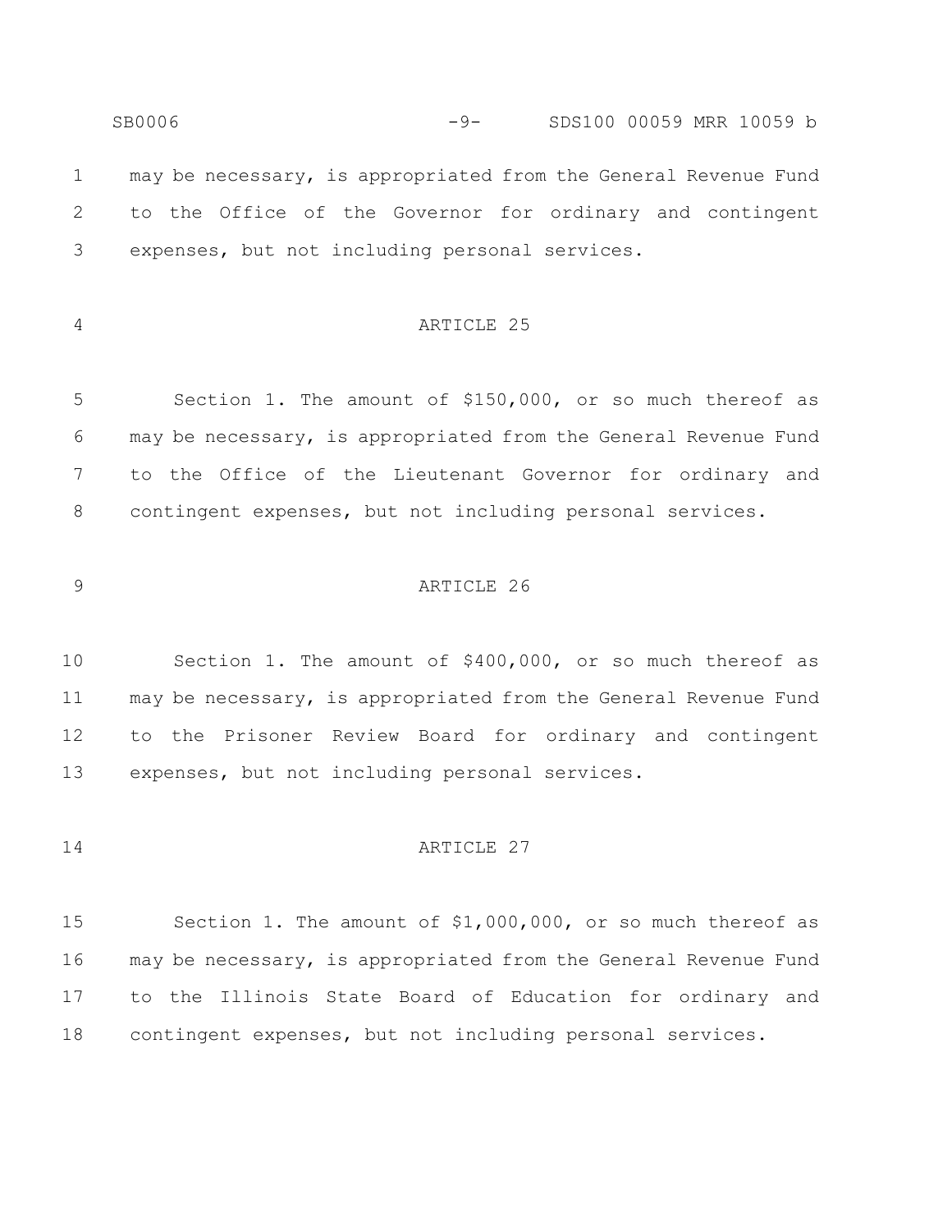may be necessary, is appropriated from the General Revenue Fund to the Office of the Governor for ordinary and contingent expenses, but not including personal services.

ARTICLE 25

Section 1. The amount of $150,000, or so much thereof as may be necessary, is appropriated from the General Revenue Fund to the Office of the Lieutenant Governor for ordinary and contingent expenses, but not including personal services.

ARTICLE 26

Section 1. The amount of $400,000, or so much thereof as may be necessary, is appropriated from the General Revenue Fund to the Prisoner Review Board for ordinary and contingent expenses, but not including personal services.

ARTICLE 27

Section 1. The amount of $1,000,000, or so much thereof as may be necessary, is appropriated from the General Revenue Fund to the Illinois State Board of Education for ordinary and contingent expenses, but not including personal services.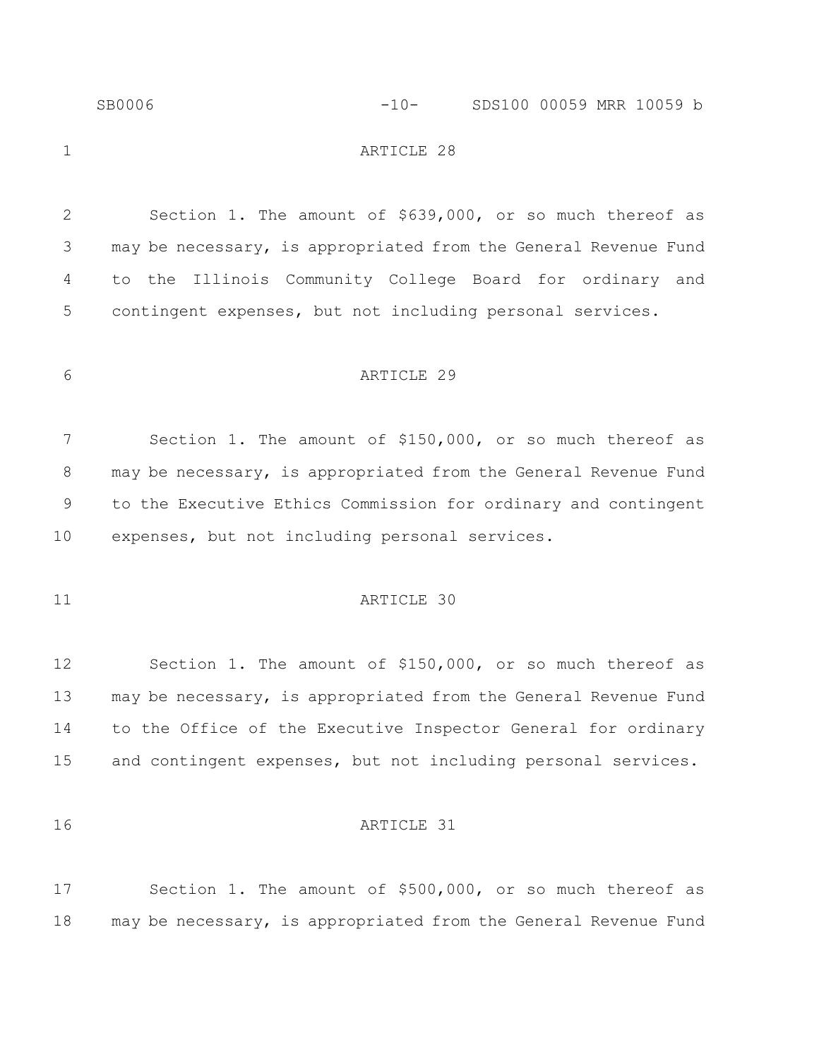## ARTICLE 28

Section 1. The amount of $639,000, or so much thereof as may be necessary, is appropriated from the General Revenue Fund to the Illinois Community College Board for ordinary and contingent expenses, but not including personal services.

## ARTICLE 29

Section 1. The amount of $150,000, or so much thereof as may be necessary, is appropriated from the General Revenue Fund to the Executive Ethics Commission for ordinary and contingent expenses, but not including personal services.

## ARTICLE 30

Section 1. The amount of $150,000, or so much thereof as may be necessary, is appropriated from the General Revenue Fund to the Office of the Executive Inspector General for ordinary and contingent expenses, but not including personal services.

## ARTICLE 31

Section 1. The amount of $500,000, or so much thereof as may be necessary, is appropriated from the General Revenue Fund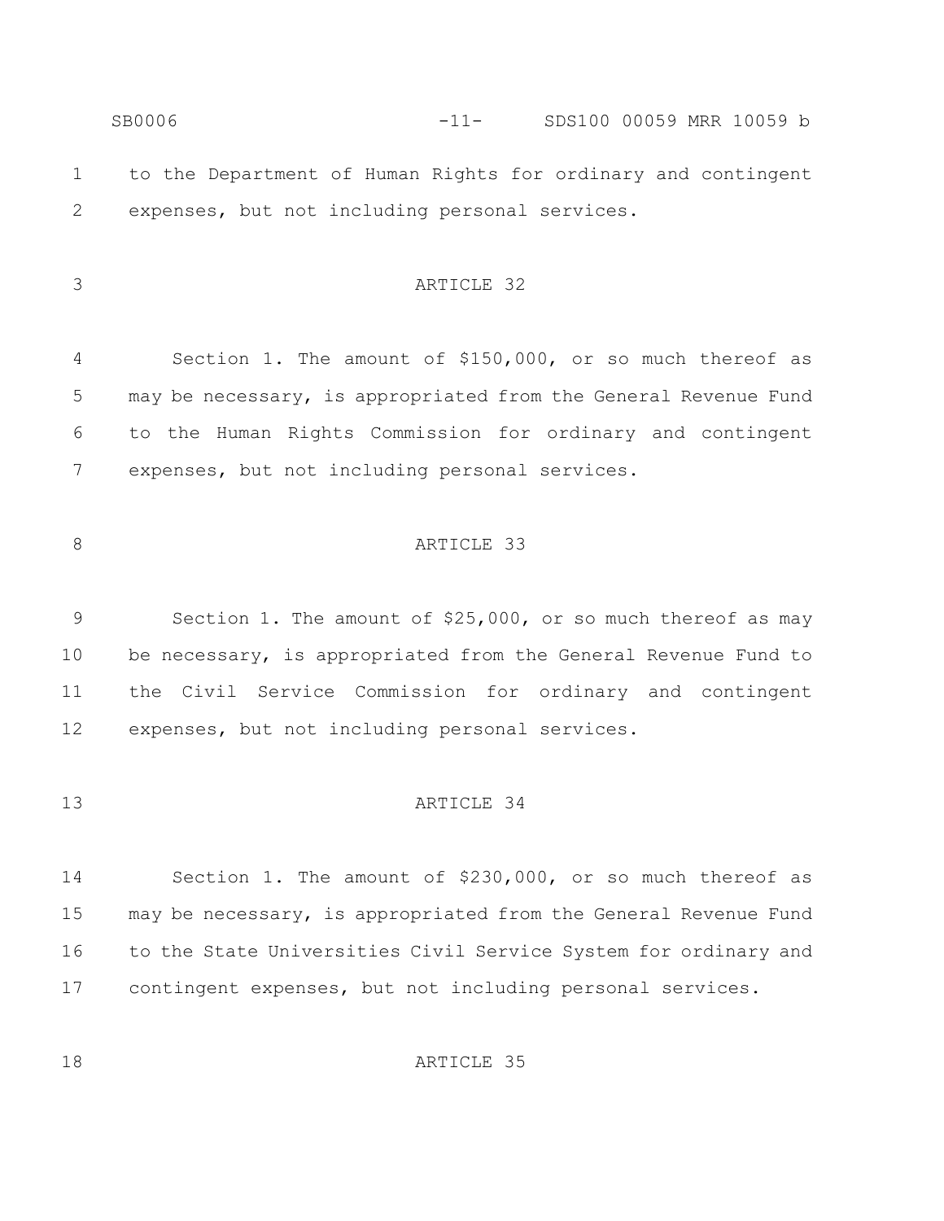to the Department of Human Rights for ordinary and contingent expenses, but not including personal services.

ARTICLE 32

Section 1. The amount of $150,000, or so much thereof as may be necessary, is appropriated from the General Revenue Fund to the Human Rights Commission for ordinary and contingent expenses, but not including personal services.

ARTICLE 33

Section 1. The amount of $25,000, or so much thereof as may be necessary, is appropriated from the General Revenue Fund to the Civil Service Commission for ordinary and contingent expenses, but not including personal services.

ARTICLE 34

Section 1. The amount of $230,000, or so much thereof as may be necessary, is appropriated from the General Revenue Fund to the State Universities Civil Service System for ordinary and contingent expenses, but not including personal services.

ARTICLE 35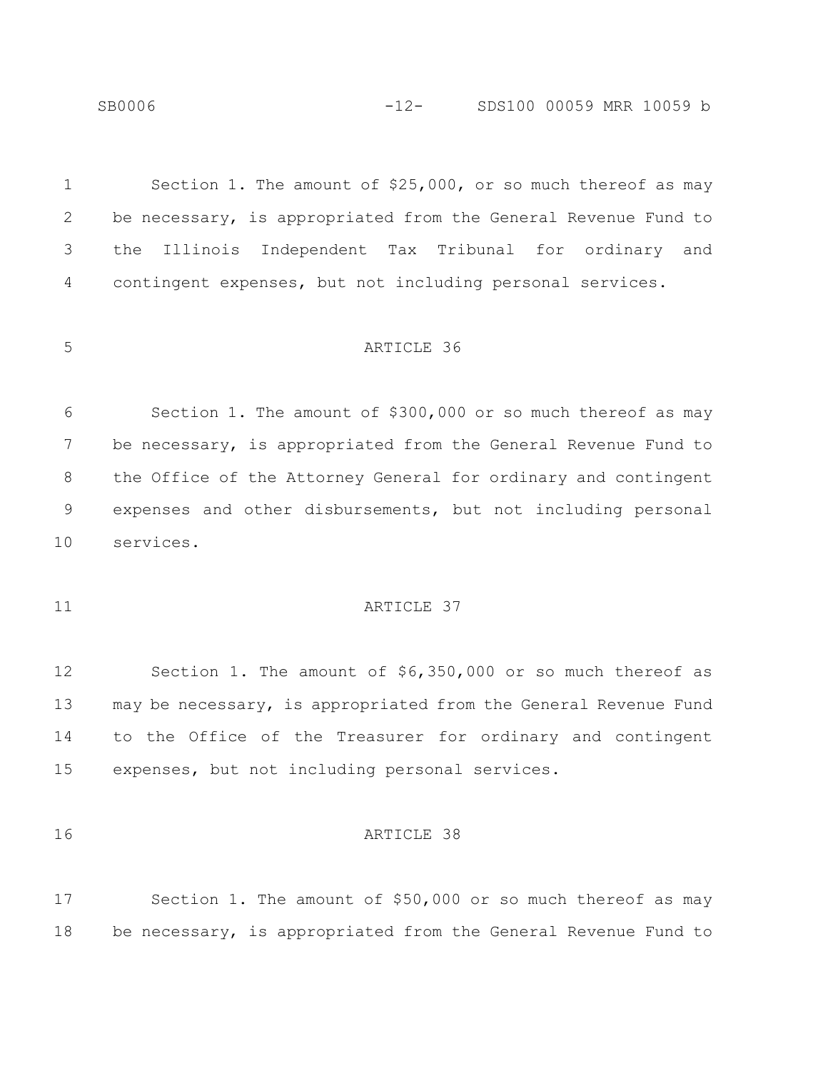Section 1. The amount of $25,000, or so much thereof as may be necessary, is appropriated from the General Revenue Fund to the Illinois Independent Tax Tribunal for ordinary and contingent expenses, but not including personal services.

## ARTICLE 36

Section 1. The amount of $300,000 or so much thereof as may be necessary, is appropriated from the General Revenue Fund to the Office of the Attorney General for ordinary and contingent expenses and other disbursements, but not including personal services.

## ARTICLE 37

Section 1. The amount of $6,350,000 or so much thereof as may be necessary, is appropriated from the General Revenue Fund to the Office of the Treasurer for ordinary and contingent expenses, but not including personal services.

## ARTICLE 38

Section 1. The amount of $50,000 or so much thereof as may be necessary, is appropriated from the General Revenue Fund to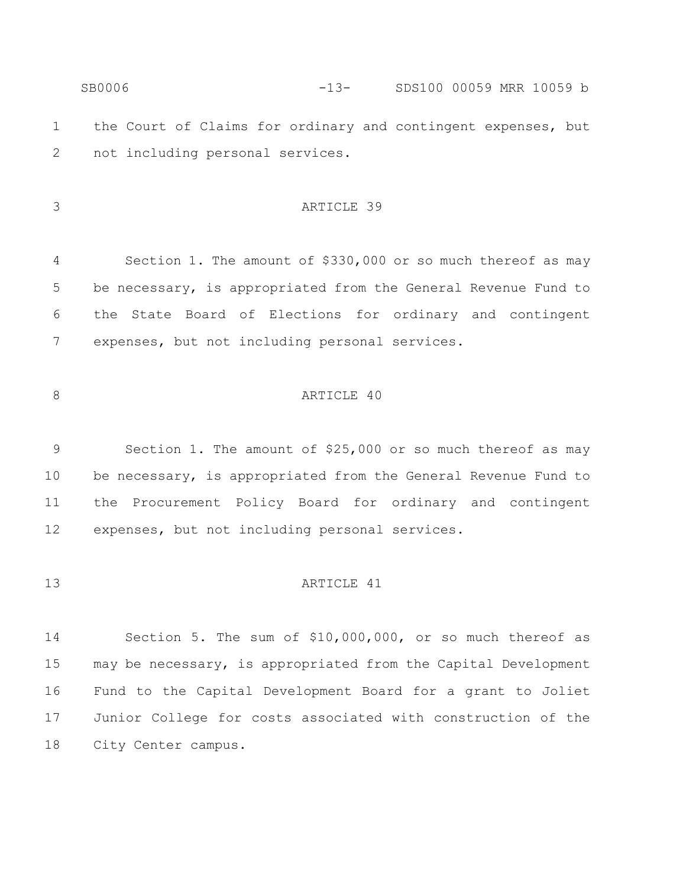the Court of Claims for ordinary and contingent expenses, but not including personal services.

## ARTICLE 39

Section 1. The amount of $330,000 or so much thereof as may be necessary, is appropriated from the General Revenue Fund to the State Board of Elections for ordinary and contingent expenses, but not including personal services.

## ARTICLE 40

Section 1. The amount of $25,000 or so much thereof as may be necessary, is appropriated from the General Revenue Fund to the Procurement Policy Board for ordinary and contingent expenses, but not including personal services.

## ARTICLE 41

Section 5. The sum of $10,000,000, or so much thereof as may be necessary, is appropriated from the Capital Development Fund to the Capital Development Board for a grant to Joliet Junior College for costs associated with construction of the City Center campus.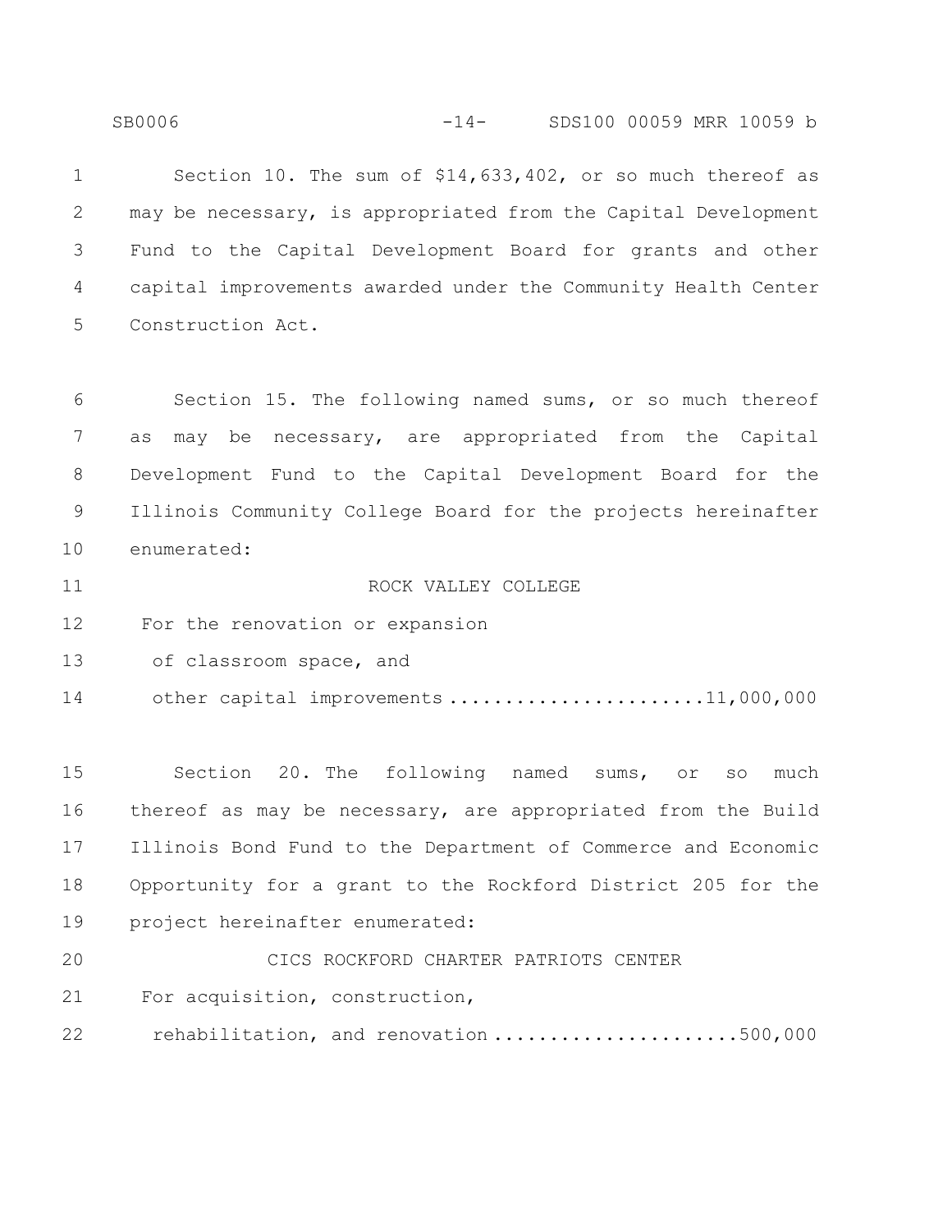Section 10. The sum of $14,633,402, or so much thereof as may be necessary, is appropriated from the Capital Development Fund to the Capital Development Board for grants and other capital improvements awarded under the Community Health Center Construction Act.

Section 15. The following named sums, or so much thereof as may be necessary, are appropriated from the Capital Development Fund to the Capital Development Board for the Illinois Community College Board for the projects hereinafter enumerated:

ROCK VALLEY COLLEGE

For the renovation or expansion of classroom space, and other capital improvements ....................... 11,000,000

Section 20. The following named sums, or so much thereof as may be necessary, are appropriated from the Build Illinois Bond Fund to the Department of Commerce and Economic Opportunity for a grant to the Rockford District 205 for the project hereinafter enumerated:

CICS ROCKFORD CHARTER PATRIOTS CENTER

For acquisition, construction, rehabilitation, and renovation ...................... 500,000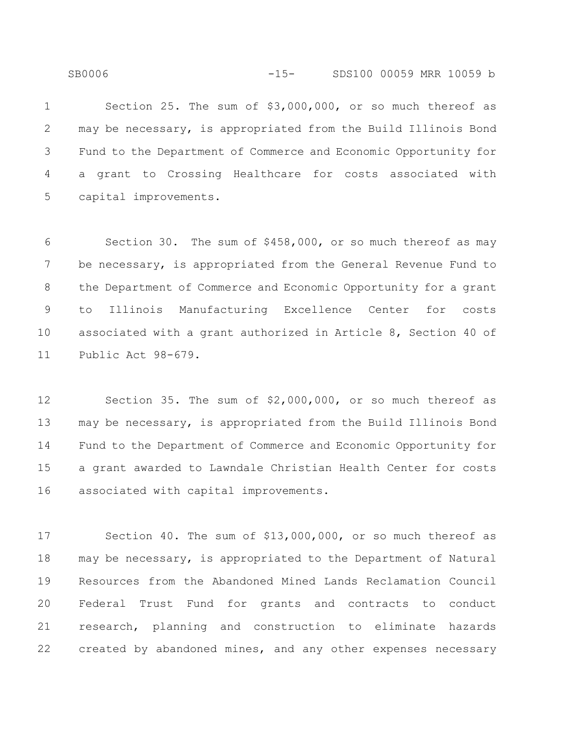Section 25. The sum of $3,000,000, or so much thereof as may be necessary, is appropriated from the Build Illinois Bond Fund to the Department of Commerce and Economic Opportunity for a grant to Crossing Healthcare for costs associated with capital improvements.

Section 30. The sum of $458,000, or so much thereof as may be necessary, is appropriated from the General Revenue Fund to the Department of Commerce and Economic Opportunity for a grant to Illinois Manufacturing Excellence Center for costs associated with a grant authorized in Article 8, Section 40 of Public Act 98-679.

Section 35. The sum of $2,000,000, or so much thereof as may be necessary, is appropriated from the Build Illinois Bond Fund to the Department of Commerce and Economic Opportunity for a grant awarded to Lawndale Christian Health Center for costs associated with capital improvements.

Section 40. The sum of $13,000,000, or so much thereof as may be necessary, is appropriated to the Department of Natural Resources from the Abandoned Mined Lands Reclamation Council Federal Trust Fund for grants and contracts to conduct research, planning and construction to eliminate hazards created by abandoned mines, and any other expenses necessary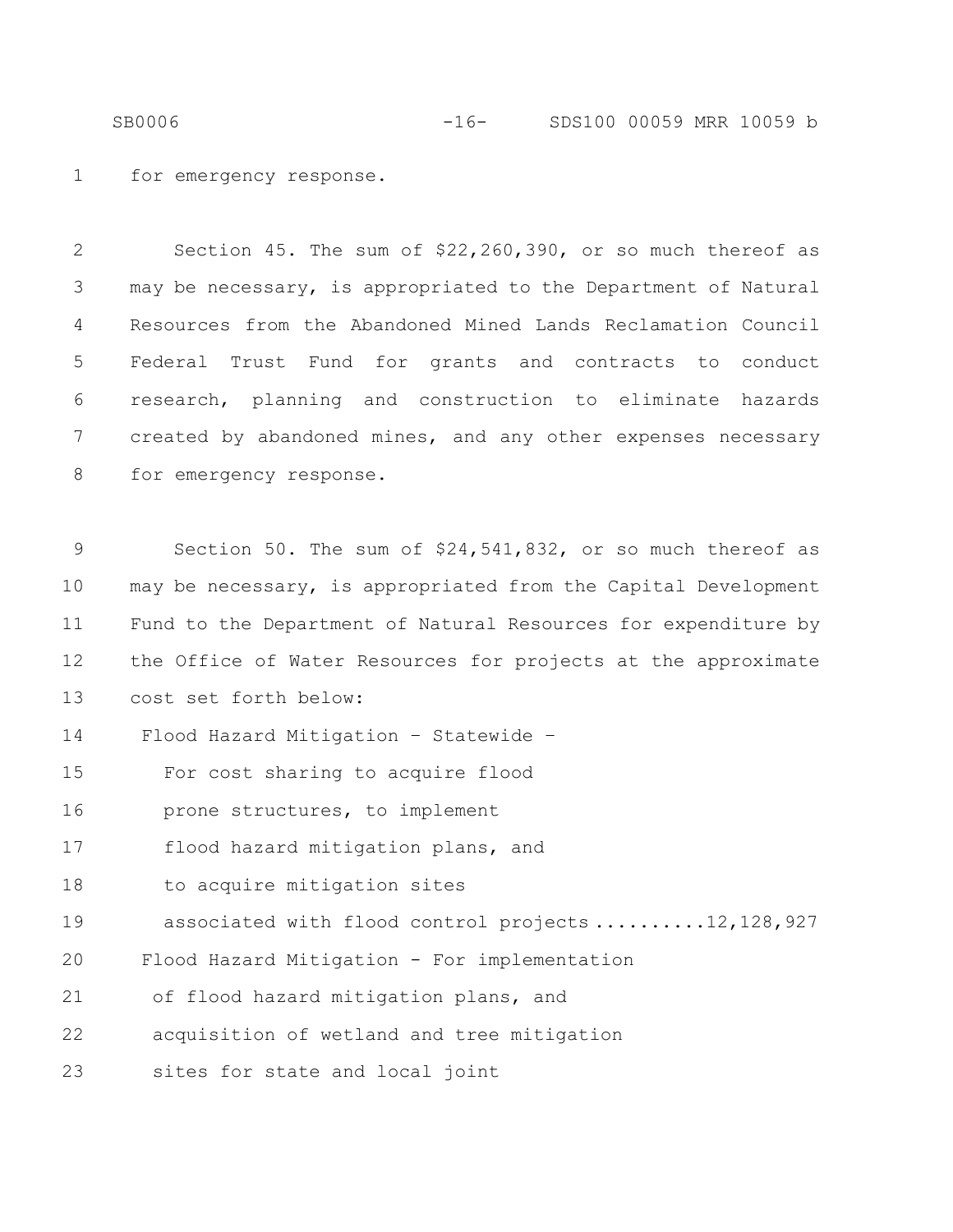for emergency response.

Section 45. The sum of $22,260,390, or so much thereof as may be necessary, is appropriated to the Department of Natural Resources from the Abandoned Mined Lands Reclamation Council Federal Trust Fund for grants and contracts to conduct research, planning and construction to eliminate hazards created by abandoned mines, and any other expenses necessary for emergency response.

Section 50. The sum of $24,541,832, or so much thereof as may be necessary, is appropriated from the Capital Development Fund to the Department of Natural Resources for expenditure by the Office of Water Resources for projects at the approximate cost set forth below:

Flood Hazard Mitigation – Statewide –
For cost sharing to acquire flood
prone structures, to implement
flood hazard mitigation plans, and
to acquire mitigation sites
associated with flood control projects ..........12,128,927

Flood Hazard Mitigation - For implementation
of flood hazard mitigation plans, and
acquisition of wetland and tree mitigation
sites for state and local joint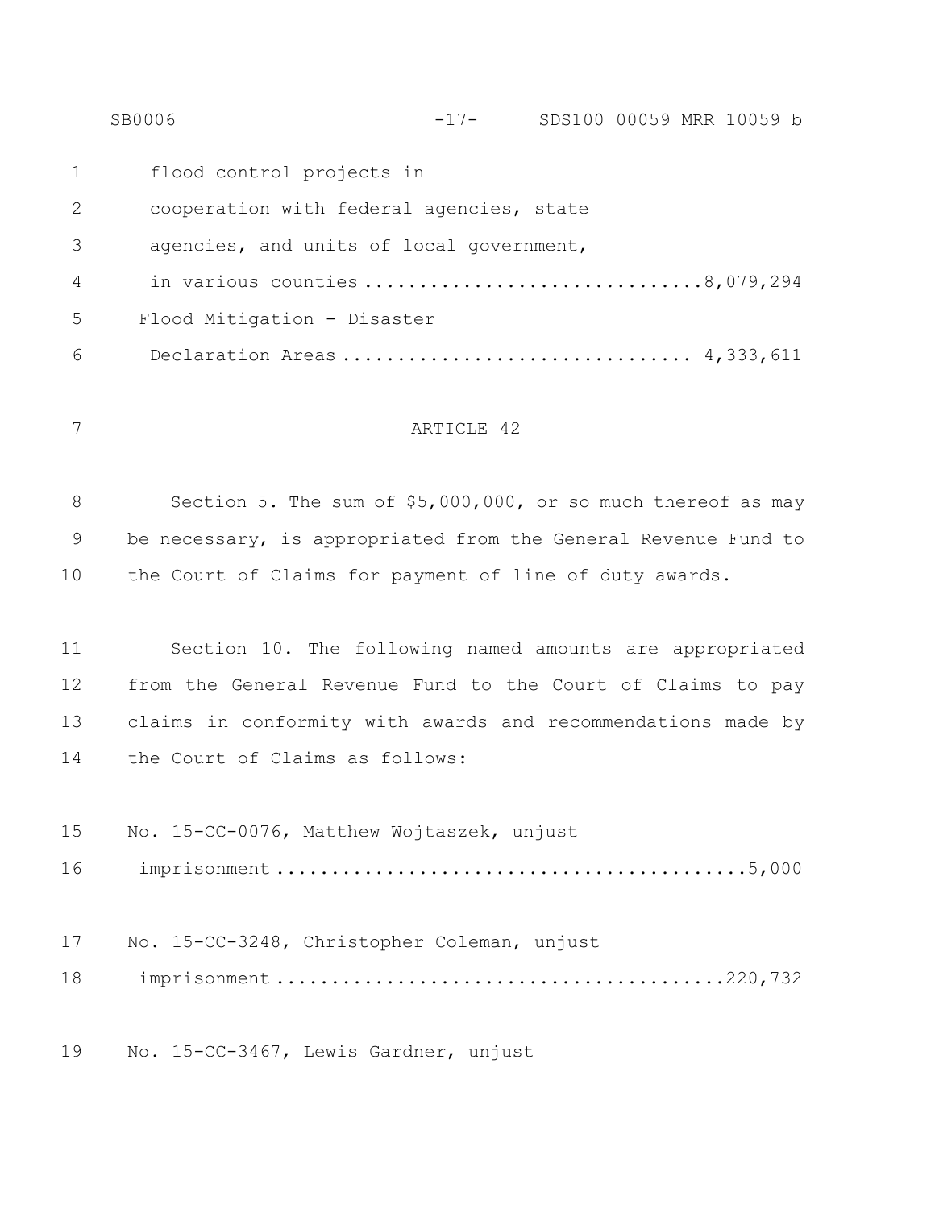flood control projects in
cooperation with federal agencies, state
agencies, and units of local government,
in various counties ..............................8,079,294

Flood Mitigation - Disaster
Declaration Areas .............................. 4,333,611

ARTICLE 42

Section 5. The sum of $5,000,000, or so much thereof as may be necessary, is appropriated from the General Revenue Fund to the Court of Claims for payment of line of duty awards.

Section 10. The following named amounts are appropriated from the General Revenue Fund to the Court of Claims to pay claims in conformity with awards and recommendations made by the Court of Claims as follows:

No. 15-CC-0076, Matthew Wojtaszek, unjust
imprisonment ..........................................5,000

No. 15-CC-3248, Christopher Coleman, unjust
imprisonment ........................................220,732

No. 15-CC-3467, Lewis Gardner, unjust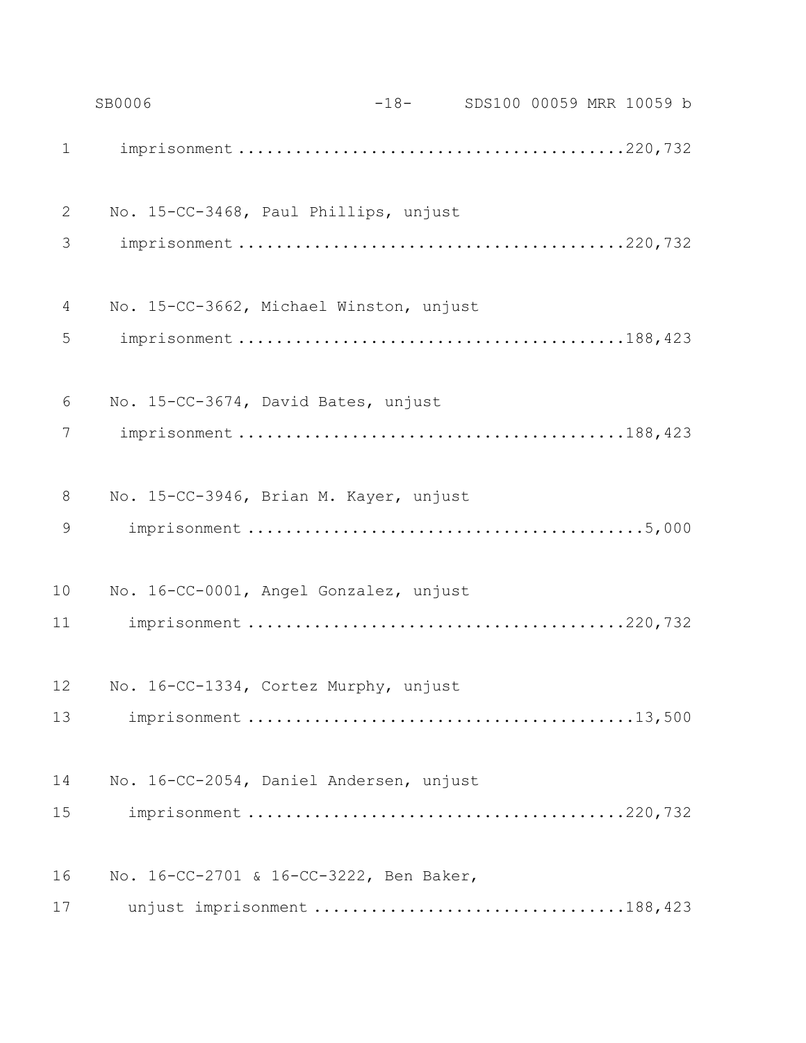imprisonment ........................................220,732

No. 15-CC-3468, Paul Phillips, unjust
imprisonment ........................................220,732

No. 15-CC-3662, Michael Winston, unjust
imprisonment ........................................188,423

No. 15-CC-3674, David Bates, unjust
imprisonment ........................................188,423

No. 15-CC-3946, Brian M. Kayer, unjust
imprisonment ........................................5,000

No. 16-CC-0001, Angel Gonzalez, unjust
imprisonment ........................................220,732

No. 16-CC-1334, Cortez Murphy, unjust
imprisonment ........................................13,500

No. 16-CC-2054, Daniel Andersen, unjust
imprisonment ........................................220,732

No. 16-CC-2701 & 16-CC-3222, Ben Baker,
unjust imprisonment ................................188,423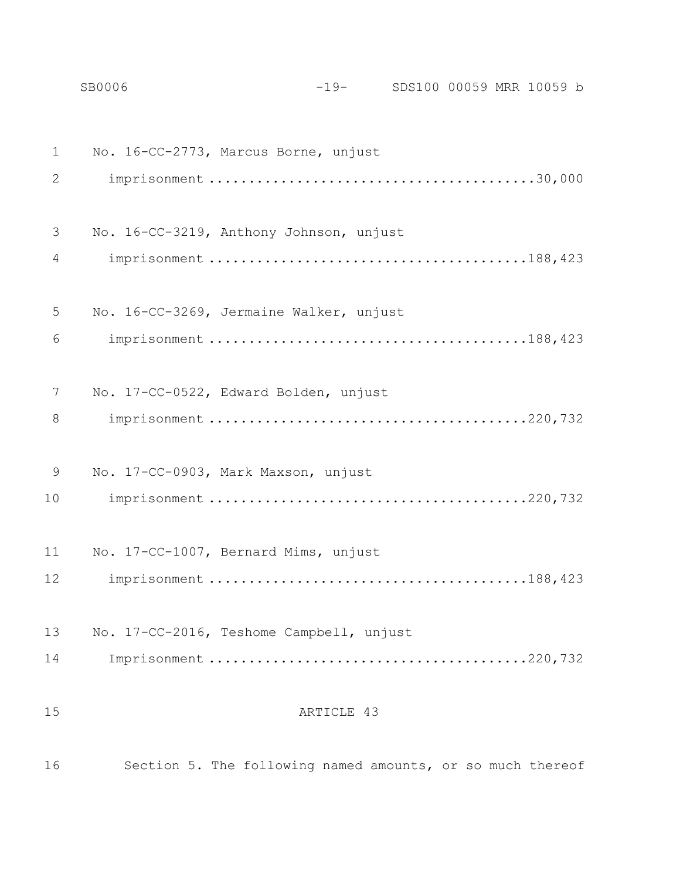No. 16-CC-2773, Marcus Borne, unjust imprisonment ........................................30,000

No. 16-CC-3219, Anthony Johnson, unjust imprisonment ........................................188,423

No. 16-CC-3269, Jermaine Walker, unjust imprisonment ........................................188,423

No. 17-CC-0522, Edward Bolden, unjust imprisonment ........................................220,732

No. 17-CC-0903, Mark Maxson, unjust imprisonment ........................................220,732

No. 17-CC-1007, Bernard Mims, unjust imprisonment ........................................188,423

No. 17-CC-2016, Teshome Campbell, unjust Imprisonment ........................................220,732

ARTICLE 43

Section 5. The following named amounts, or so much thereof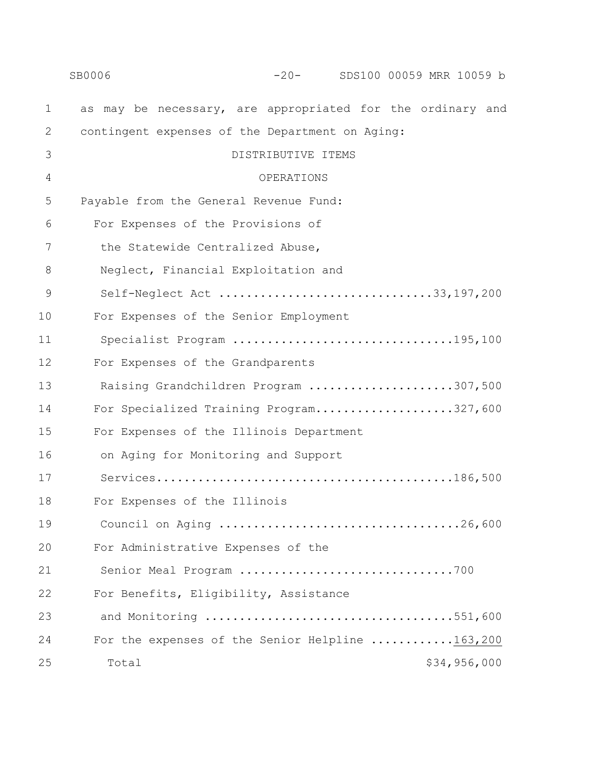as may be necessary, are appropriated for the ordinary and contingent expenses of the Department on Aging:

DISTRIBUTIVE ITEMS

OPERATIONS

Payable from the General Revenue Fund:

| Item | Amount |
|---|---|
| For Expenses of the Provisions of the Statewide Centralized Abuse, Neglect, Financial Exploitation and Self-Neglect Act | 33,197,200 |
| For Expenses of the Senior Employment Specialist Program | 195,100 |
| For Expenses of the Grandparents Raising Grandchildren Program | 307,500 |
| For Specialized Training Program | 327,600 |
| For Expenses of the Illinois Department on Aging for Monitoring and Support Services | 186,500 |
| For Expenses of the Illinois Council on Aging | 26,600 |
| For Administrative Expenses of the Senior Meal Program | 700 |
| For Benefits, Eligibility, Assistance and Monitoring | 551,600 |
| For the expenses of the Senior Helpline | 163,200 |
| Total | $34,956,000 |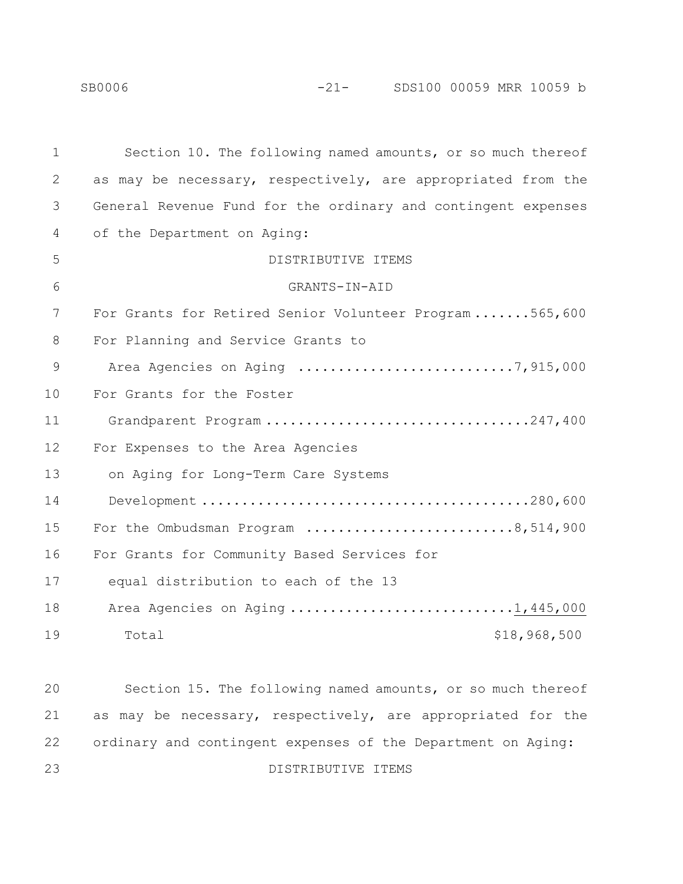Section 10. The following named amounts, or so much thereof as may be necessary, respectively, are appropriated from the General Revenue Fund for the ordinary and contingent expenses of the Department on Aging:

DISTRIBUTIVE ITEMS

GRANTS-IN-AID

| Item | Amount |
|---|---|
| For Grants for Retired Senior Volunteer Program | 565,600 |
| For Planning and Service Grants to Area Agencies on Aging | 7,915,000 |
| For Grants for the Foster Grandparent Program | 247,400 |
| For Expenses to the Area Agencies on Aging for Long-Term Care Systems Development | 280,600 |
| For the Ombudsman Program | 8,514,900 |
| For Grants for Community Based Services for equal distribution to each of the 13 Area Agencies on Aging | 1,445,000 |
| Total | $18,968,500 |

Section 15. The following named amounts, or so much thereof as may be necessary, respectively, are appropriated for the ordinary and contingent expenses of the Department on Aging:

DISTRIBUTIVE ITEMS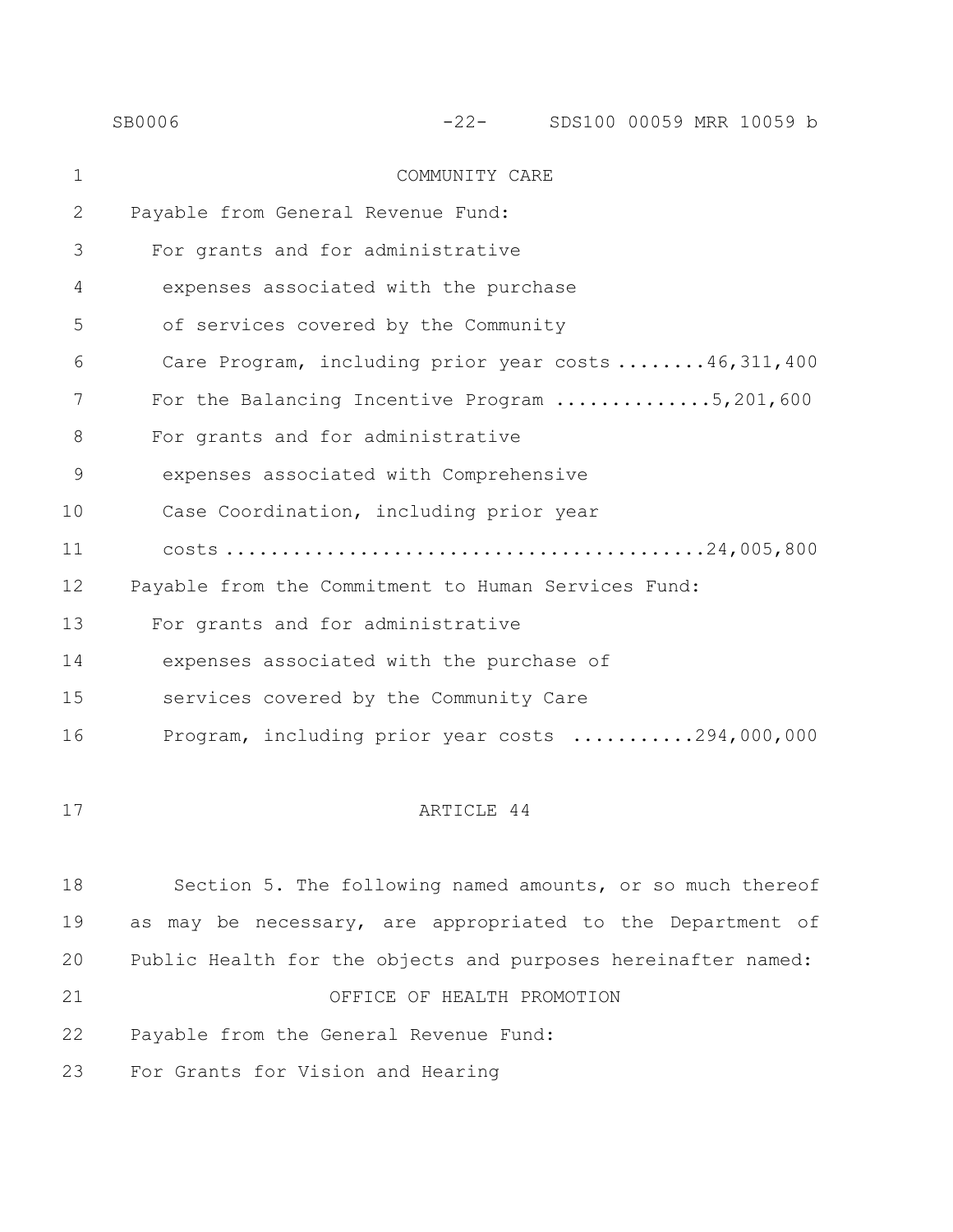COMMUNITY CARE

Payable from General Revenue Fund:

For grants and for administrative expenses associated with the purchase of services covered by the Community Care Program, including prior year costs ........46,311,400

For the Balancing Incentive Program .............5,201,600

For grants and for administrative expenses associated with Comprehensive Case Coordination, including prior year costs ..........................................24,005,800

Payable from the Commitment to Human Services Fund:

For grants and for administrative expenses associated with the purchase of services covered by the Community Care Program, including prior year costs ...........294,000,000

ARTICLE 44

Section 5. The following named amounts, or so much thereof as may be necessary, are appropriated to the Department of Public Health for the objects and purposes hereinafter named:

OFFICE OF HEALTH PROMOTION

Payable from the General Revenue Fund:

For Grants for Vision and Hearing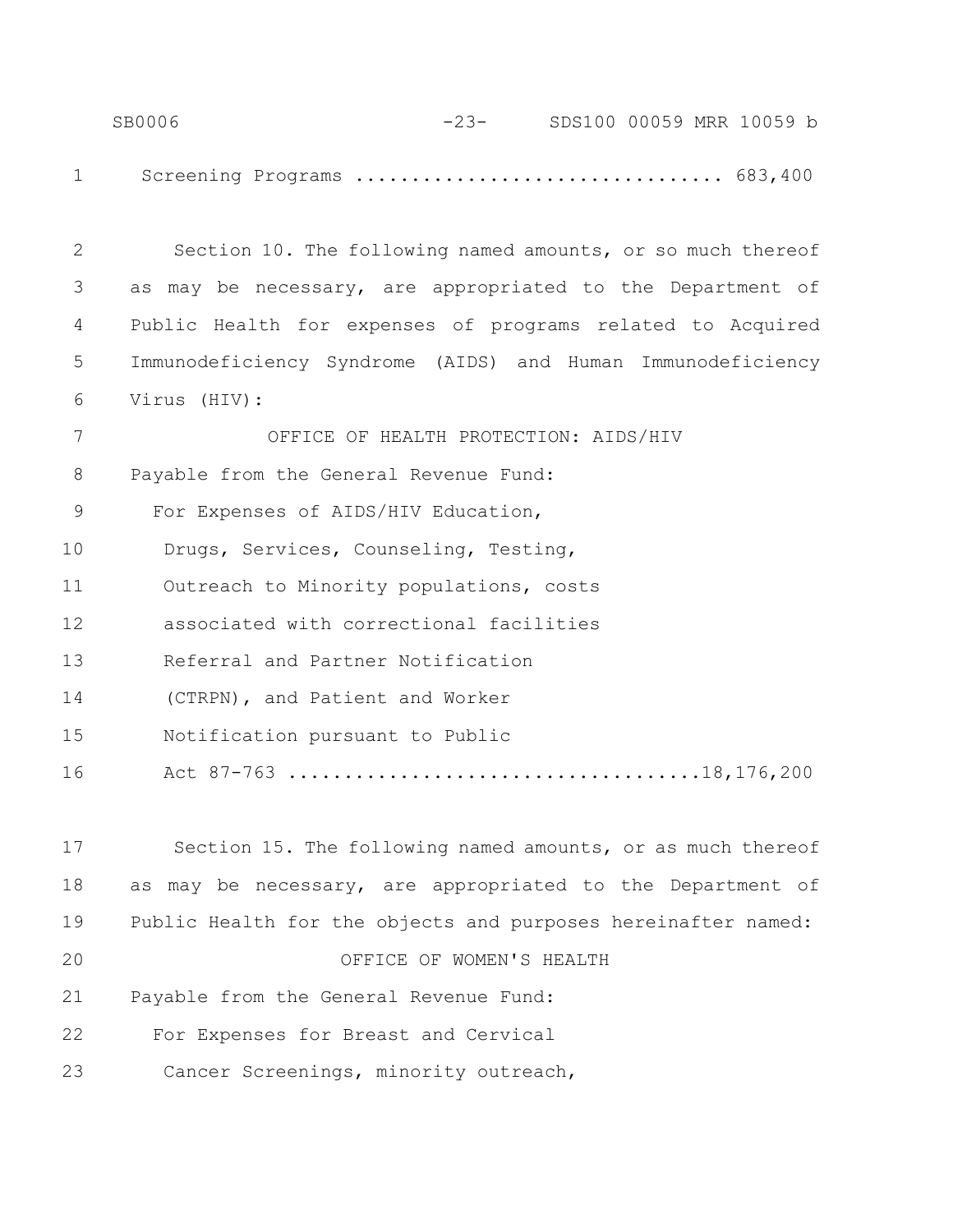Screening Programs ................................ 683,400

Section 10. The following named amounts, or so much thereof as may be necessary, are appropriated to the Department of Public Health for expenses of programs related to Acquired Immunodeficiency Syndrome (AIDS) and Human Immunodeficiency Virus (HIV):

OFFICE OF HEALTH PROTECTION: AIDS/HIV

Payable from the General Revenue Fund:

For Expenses of AIDS/HIV Education, Drugs, Services, Counseling, Testing, Outreach to Minority populations, costs associated with correctional facilities Referral and Partner Notification (CTRPN), and Patient and Worker Notification pursuant to Public Act 87-763 ....................................18,176,200

Section 15. The following named amounts, or as much thereof as may be necessary, are appropriated to the Department of Public Health for the objects and purposes hereinafter named:

OFFICE OF WOMEN'S HEALTH

Payable from the General Revenue Fund:

For Expenses for Breast and Cervical Cancer Screenings, minority outreach,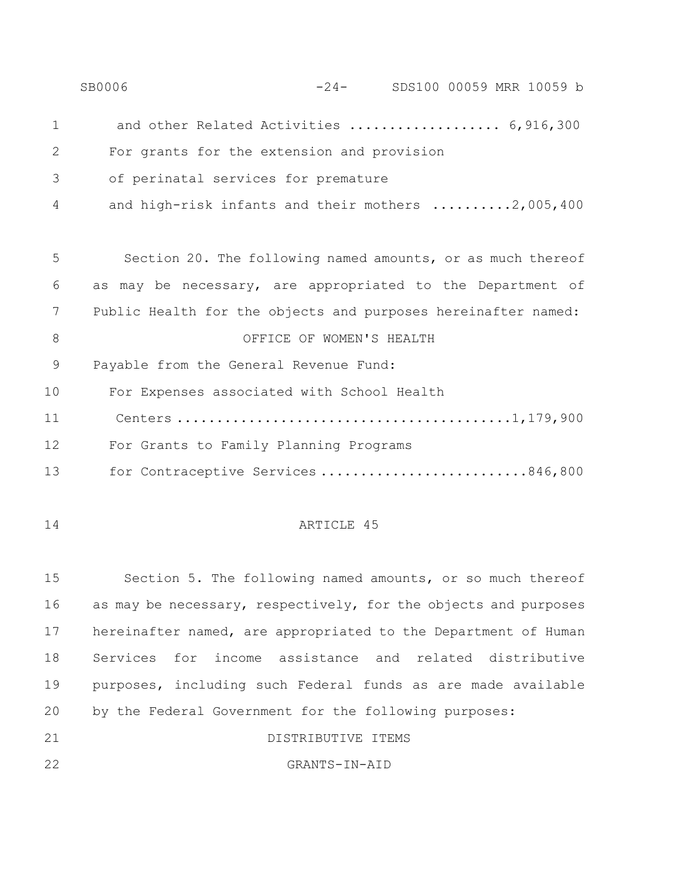and other Related Activities .................. 6,916,300

For grants for the extension and provision of perinatal services for premature and high-risk infants and their mothers ..........2,005,400

Section 20. The following named amounts, or as much thereof as may be necessary, are appropriated to the Department of Public Health for the objects and purposes hereinafter named:

OFFICE OF WOMEN'S HEALTH

Payable from the General Revenue Fund:

For Expenses associated with School Health Centers ..........................................1,179,900

For Grants to Family Planning Programs for Contraceptive Services ..........................846,800

ARTICLE 45

Section 5. The following named amounts, or so much thereof as may be necessary, respectively, for the objects and purposes hereinafter named, are appropriated to the Department of Human Services for income assistance and related distributive purposes, including such Federal funds as are made available by the Federal Government for the following purposes:

DISTRIBUTIVE ITEMS

GRANTS-IN-AID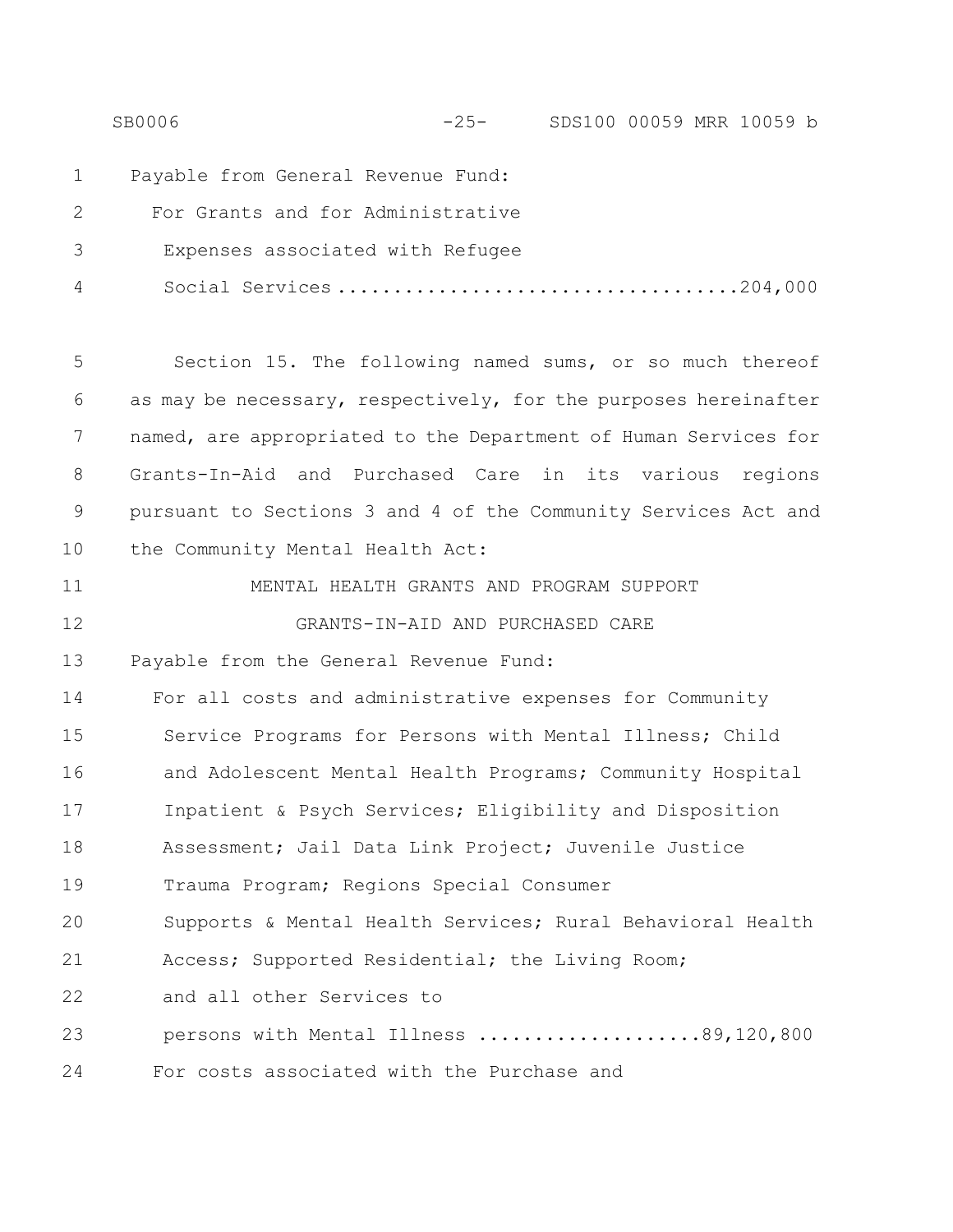Payable from General Revenue Fund:

For Grants and for Administrative Expenses associated with Refugee Social Services ....................................204,000

Section 15. The following named sums, or so much thereof as may be necessary, respectively, for the purposes hereinafter named, are appropriated to the Department of Human Services for Grants-In-Aid and Purchased Care in its various regions pursuant to Sections 3 and 4 of the Community Services Act and the Community Mental Health Act:

MENTAL HEALTH GRANTS AND PROGRAM SUPPORT

GRANTS-IN-AID AND PURCHASED CARE

Payable from the General Revenue Fund:

For all costs and administrative expenses for Community Service Programs for Persons with Mental Illness; Child and Adolescent Mental Health Programs; Community Hospital Inpatient & Psych Services; Eligibility and Disposition Assessment; Jail Data Link Project; Juvenile Justice Trauma Program; Regions Special Consumer Supports & Mental Health Services; Rural Behavioral Health Access; Supported Residential; the Living Room; and all other Services to persons with Mental Illness ....................89,120,800

For costs associated with the Purchase and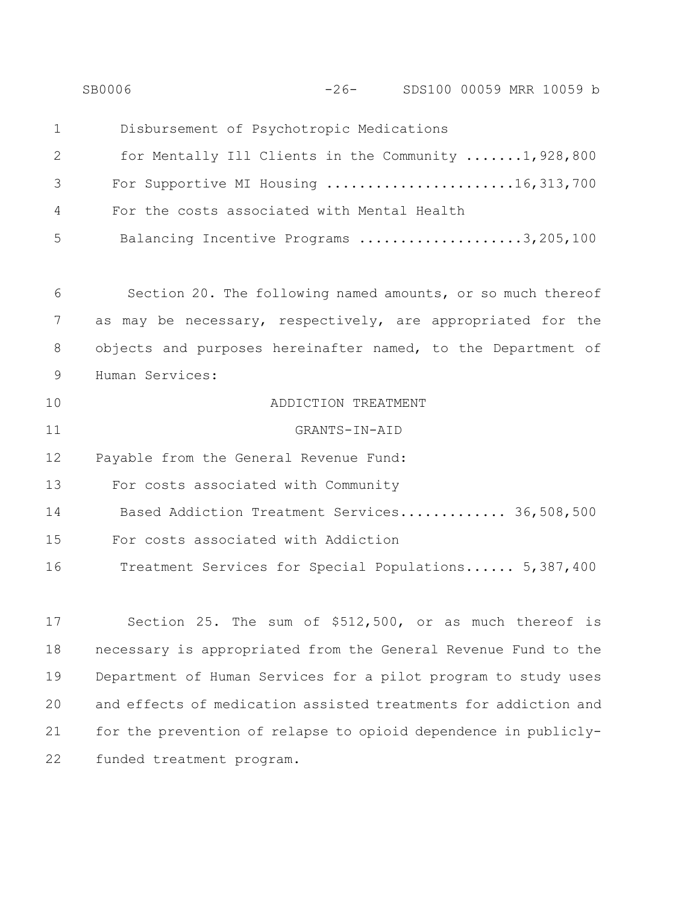Disbursement of Psychotropic Medications
for Mentally Ill Clients in the Community .......1,928,800

For Supportive MI Housing .......................16,313,700

For the costs associated with Mental Health
Balancing Incentive Programs ....................3,205,100

Section 20. The following named amounts, or so much thereof as may be necessary, respectively, are appropriated for the objects and purposes hereinafter named, to the Department of Human Services:

ADDICTION TREATMENT

GRANTS-IN-AID

Payable from the General Revenue Fund:

For costs associated with Community
Based Addiction Treatment Services............. 36,508,500

For costs associated with Addiction
Treatment Services for Special Populations...... 5,387,400

Section 25. The sum of $512,500, or as much thereof is necessary is appropriated from the General Revenue Fund to the Department of Human Services for a pilot program to study uses and effects of medication assisted treatments for addiction and for the prevention of relapse to opioid dependence in publicly-funded treatment program.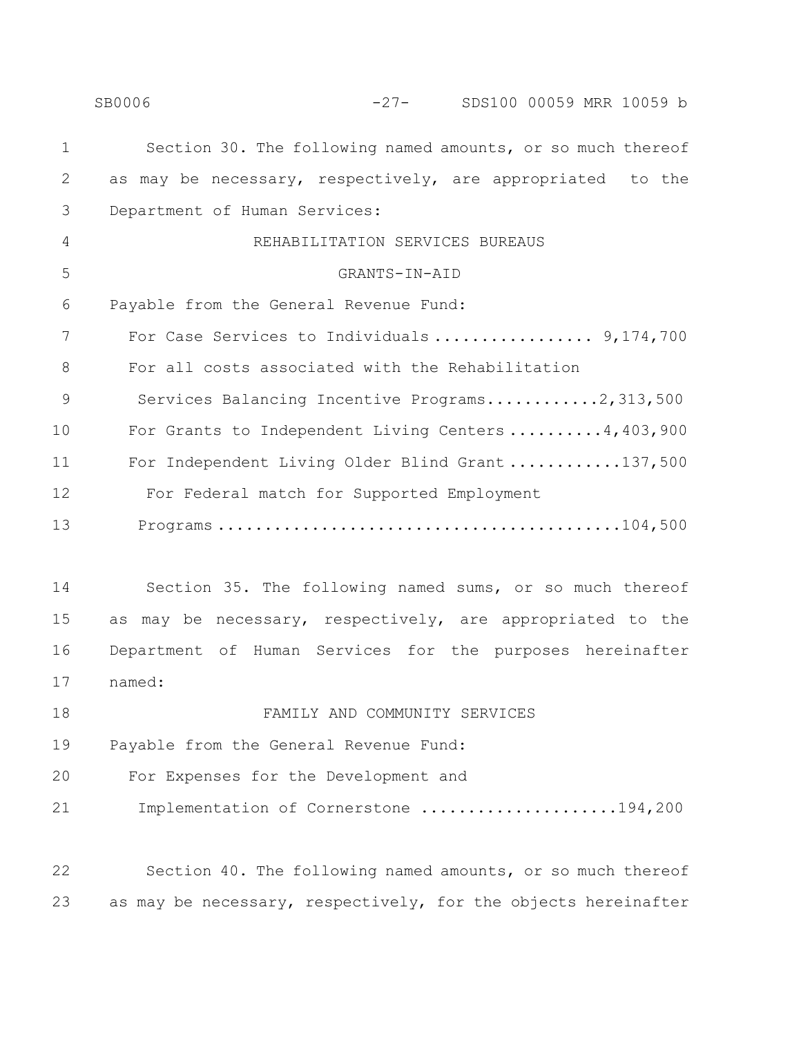Section 30. The following named amounts, or so much thereof as may be necessary, respectively, are appropriated to the Department of Human Services:

REHABILITATION SERVICES BUREAUS

GRANTS-IN-AID

Payable from the General Revenue Fund:

For Case Services to Individuals ................. 9,174,700

For all costs associated with the Rehabilitation Services Balancing Incentive Programs............2,313,500

For Grants to Independent Living Centers ..........4,403,900

For Independent Living Older Blind Grant ............137,500

For Federal match for Supported Employment Programs ...........................................104,500

Section 35. The following named sums, or so much thereof as may be necessary, respectively, are appropriated to the Department of Human Services for the purposes hereinafter named:

FAMILY AND COMMUNITY SERVICES

Payable from the General Revenue Fund:

For Expenses for the Development and Implementation of Cornerstone ....................194,200

Section 40. The following named amounts, or so much thereof as may be necessary, respectively, for the objects hereinafter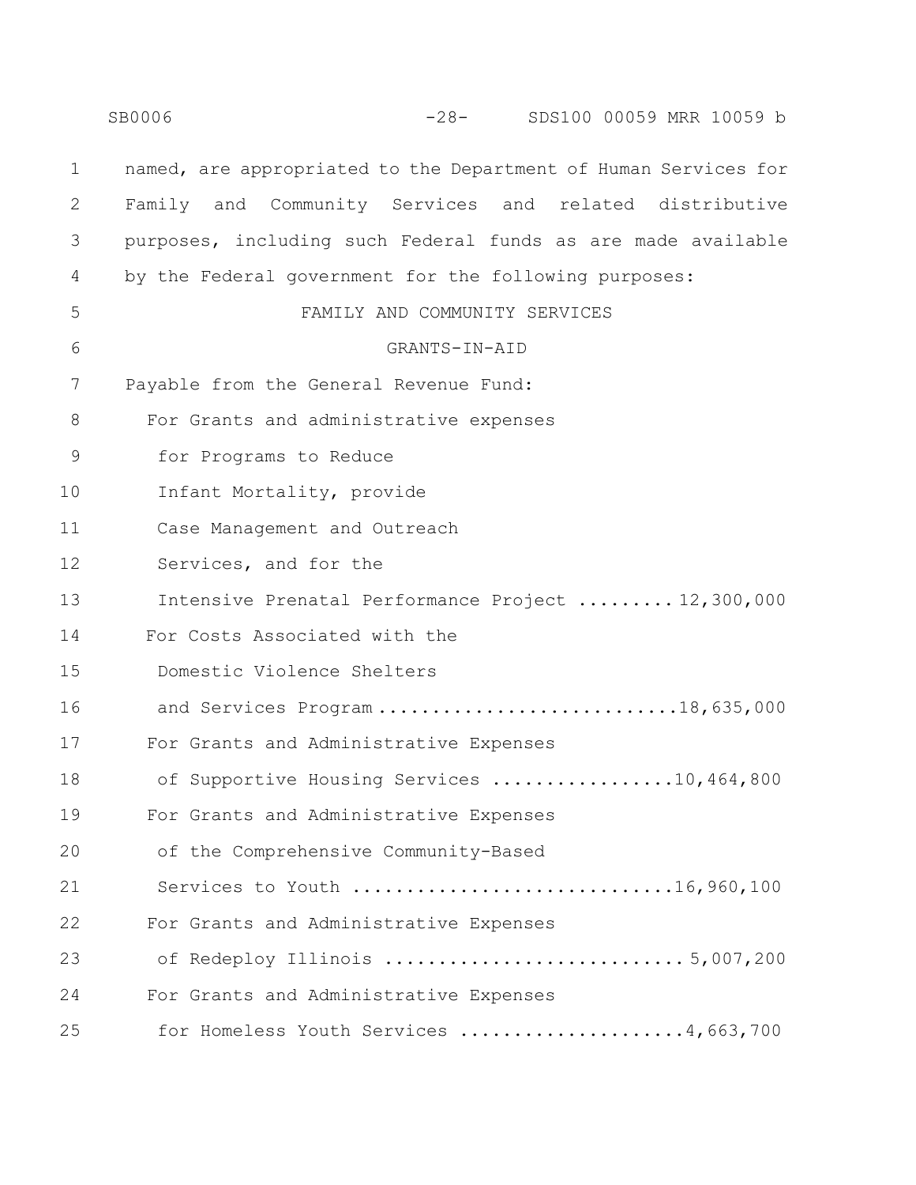named, are appropriated to the Department of Human Services for Family and Community Services and related distributive purposes, including such Federal funds as are made available by the Federal government for the following purposes:

FAMILY AND COMMUNITY SERVICES

GRANTS-IN-AID

Payable from the General Revenue Fund:

For Grants and administrative expenses for Programs to Reduce Infant Mortality, provide Case Management and Outreach Services, and for the Intensive Prenatal Performance Project ......... 12,300,000

For Costs Associated with the Domestic Violence Shelters and Services Program ........................... 18,635,000

For Grants and Administrative Expenses of Supportive Housing Services ................. 10,464,800

For Grants and Administrative Expenses of the Comprehensive Community-Based Services to Youth ............................. 16,960,100

For Grants and Administrative Expenses of Redeploy Illinois ........................... 5,007,200

For Grants and Administrative Expenses for Homeless Youth Services ..................... 4,663,700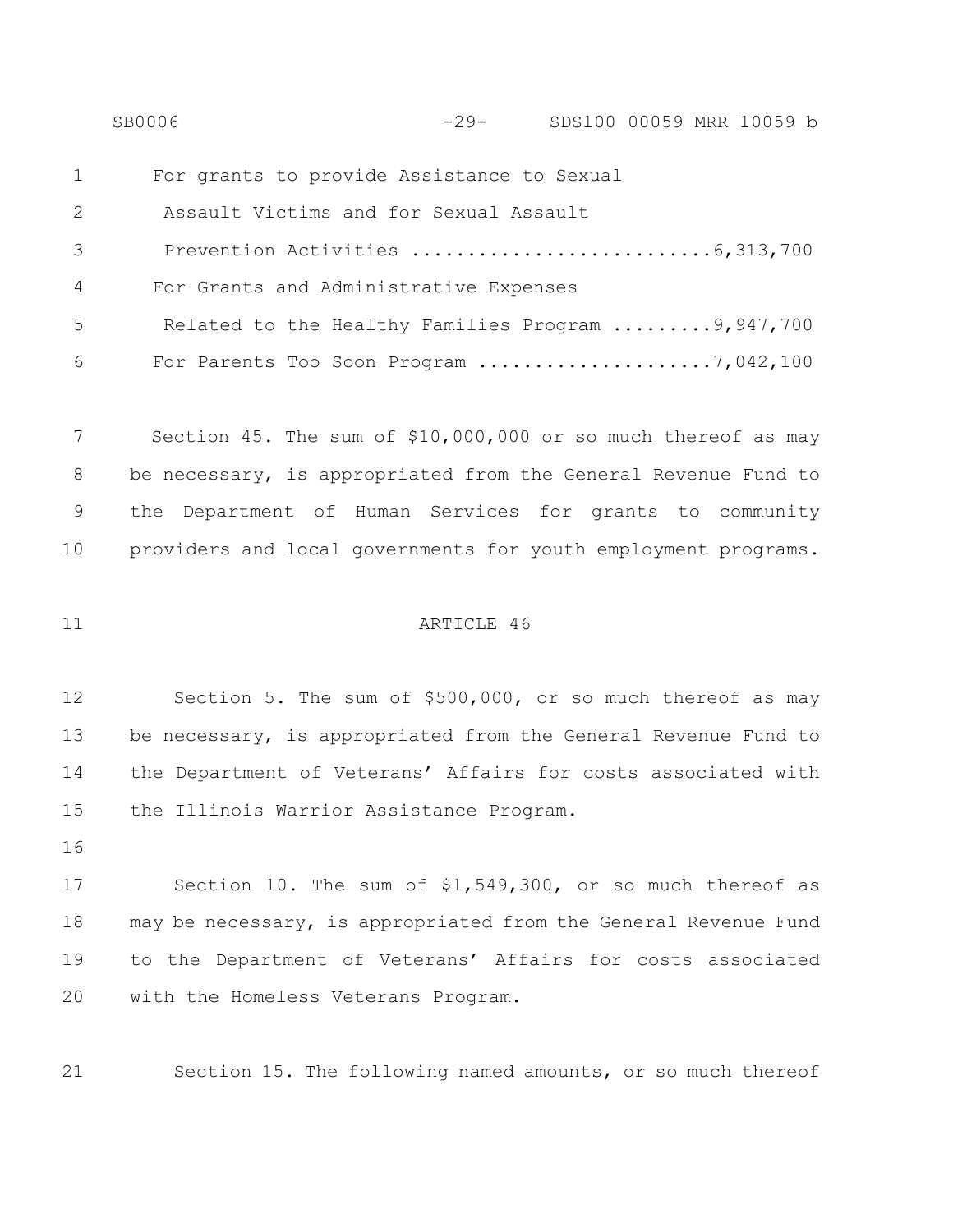For grants to provide Assistance to Sexual Assault Victims and for Sexual Assault Prevention Activities ..........................6,313,700

For Grants and Administrative Expenses Related to the Healthy Families Program .........9,947,700

For Parents Too Soon Program ....................7,042,100

Section 45. The sum of $10,000,000 or so much thereof as may be necessary, is appropriated from the General Revenue Fund to the Department of Human Services for grants to community providers and local governments for youth employment programs.

ARTICLE 46

Section 5. The sum of $500,000, or so much thereof as may be necessary, is appropriated from the General Revenue Fund to the Department of Veterans' Affairs for costs associated with the Illinois Warrior Assistance Program.

Section 10. The sum of $1,549,300, or so much thereof as may be necessary, is appropriated from the General Revenue Fund to the Department of Veterans' Affairs for costs associated with the Homeless Veterans Program.

Section 15. The following named amounts, or so much thereof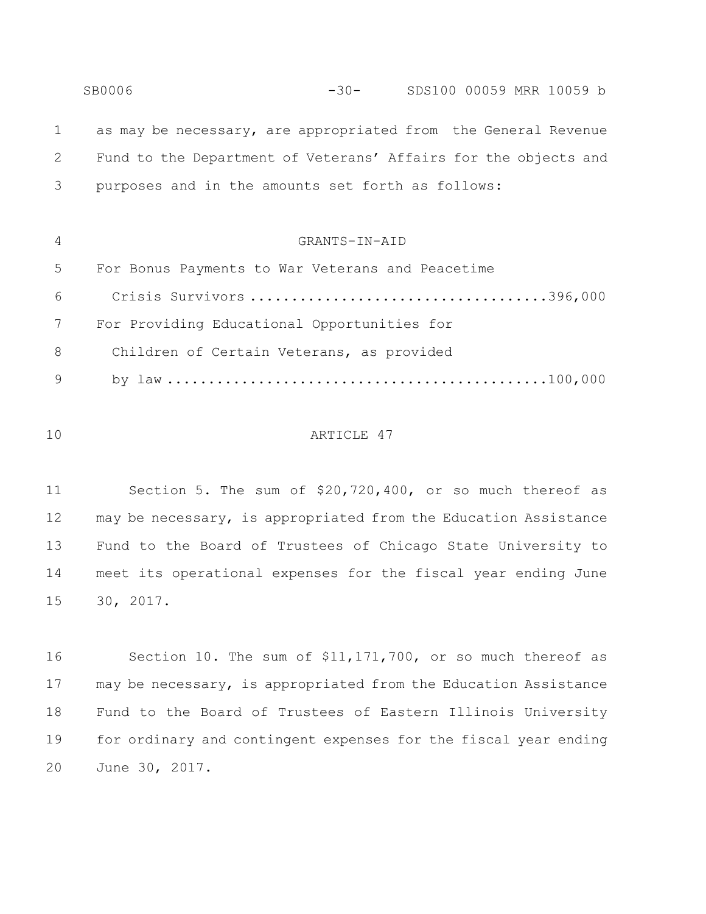as may be necessary, are appropriated from the General Revenue Fund to the Department of Veterans' Affairs for the objects and purposes and in the amounts set forth as follows:

GRANTS-IN-AID

For Bonus Payments to War Veterans and Peacetime Crisis Survivors ....................................396,000

For Providing Educational Opportunities for Children of Certain Veterans, as provided by law ..............................................100,000

ARTICLE 47

Section 5. The sum of $20,720,400, or so much thereof as may be necessary, is appropriated from the Education Assistance Fund to the Board of Trustees of Chicago State University to meet its operational expenses for the fiscal year ending June 30, 2017.

Section 10. The sum of $11,171,700, or so much thereof as may be necessary, is appropriated from the Education Assistance Fund to the Board of Trustees of Eastern Illinois University for ordinary and contingent expenses for the fiscal year ending June 30, 2017.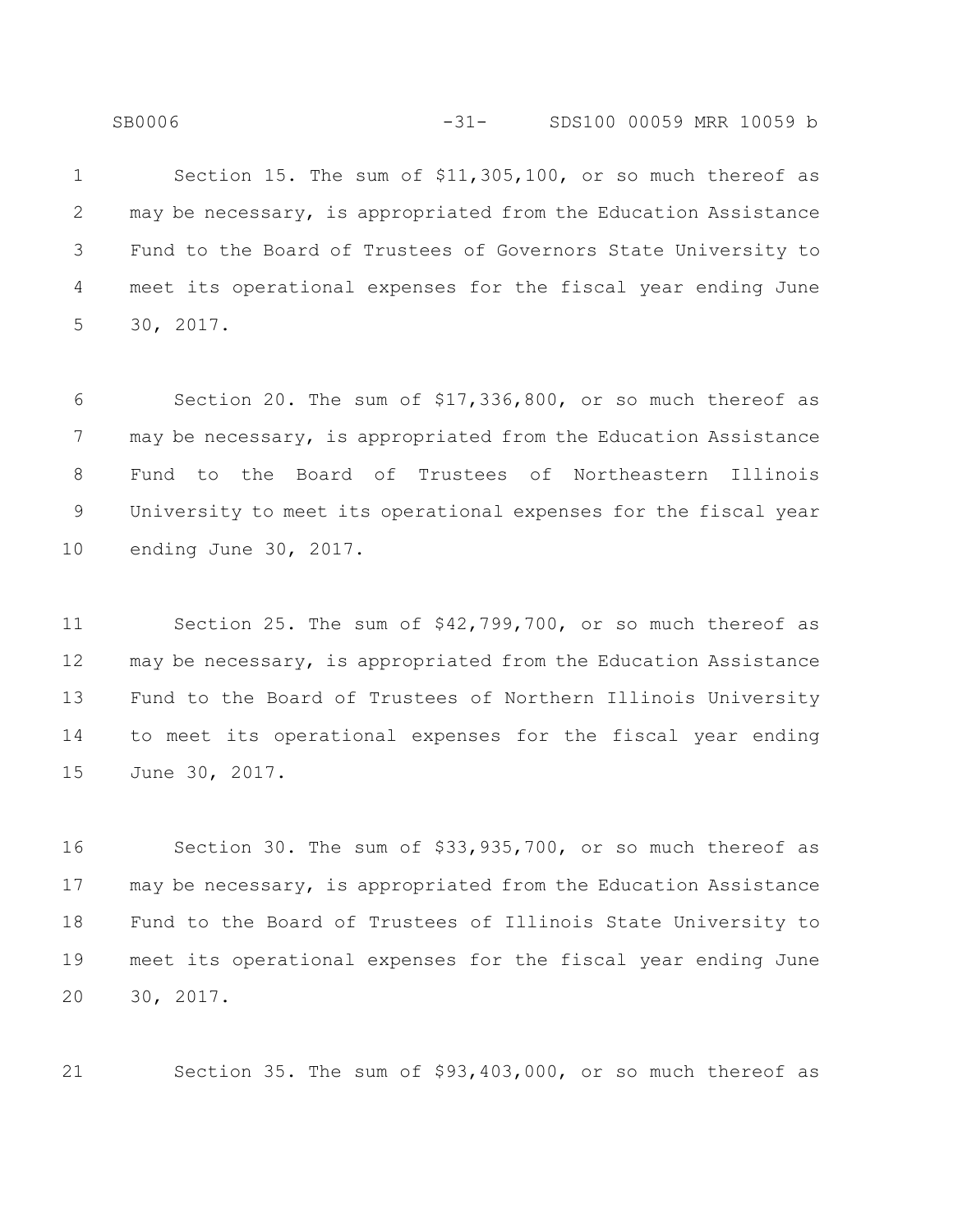Section 15. The sum of $11,305,100, or so much thereof as may be necessary, is appropriated from the Education Assistance Fund to the Board of Trustees of Governors State University to meet its operational expenses for the fiscal year ending June 30, 2017.

Section 20. The sum of $17,336,800, or so much thereof as may be necessary, is appropriated from the Education Assistance Fund to the Board of Trustees of Northeastern Illinois University to meet its operational expenses for the fiscal year ending June 30, 2017.

Section 25. The sum of $42,799,700, or so much thereof as may be necessary, is appropriated from the Education Assistance Fund to the Board of Trustees of Northern Illinois University to meet its operational expenses for the fiscal year ending June 30, 2017.

Section 30. The sum of $33,935,700, or so much thereof as may be necessary, is appropriated from the Education Assistance Fund to the Board of Trustees of Illinois State University to meet its operational expenses for the fiscal year ending June 30, 2017.

Section 35. The sum of $93,403,000, or so much thereof as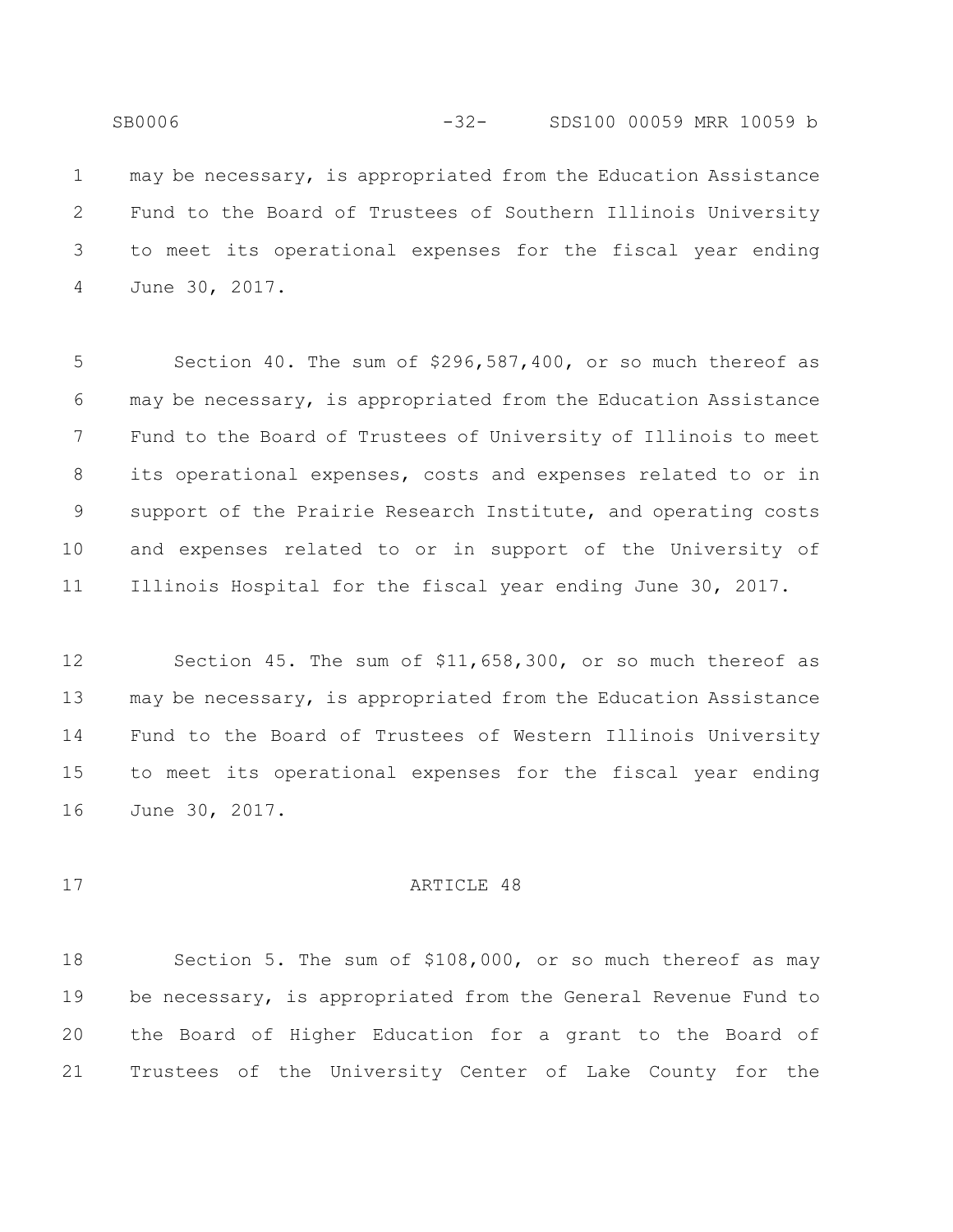may be necessary, is appropriated from the Education Assistance Fund to the Board of Trustees of Southern Illinois University to meet its operational expenses for the fiscal year ending June 30, 2017.

Section 40. The sum of $296,587,400, or so much thereof as may be necessary, is appropriated from the Education Assistance Fund to the Board of Trustees of University of Illinois to meet its operational expenses, costs and expenses related to or in support of the Prairie Research Institute, and operating costs and expenses related to or in support of the University of Illinois Hospital for the fiscal year ending June 30, 2017.

Section 45. The sum of $11,658,300, or so much thereof as may be necessary, is appropriated from the Education Assistance Fund to the Board of Trustees of Western Illinois University to meet its operational expenses for the fiscal year ending June 30, 2017.

ARTICLE 48

Section 5. The sum of $108,000, or so much thereof as may be necessary, is appropriated from the General Revenue Fund to the Board of Higher Education for a grant to the Board of Trustees of the University Center of Lake County for the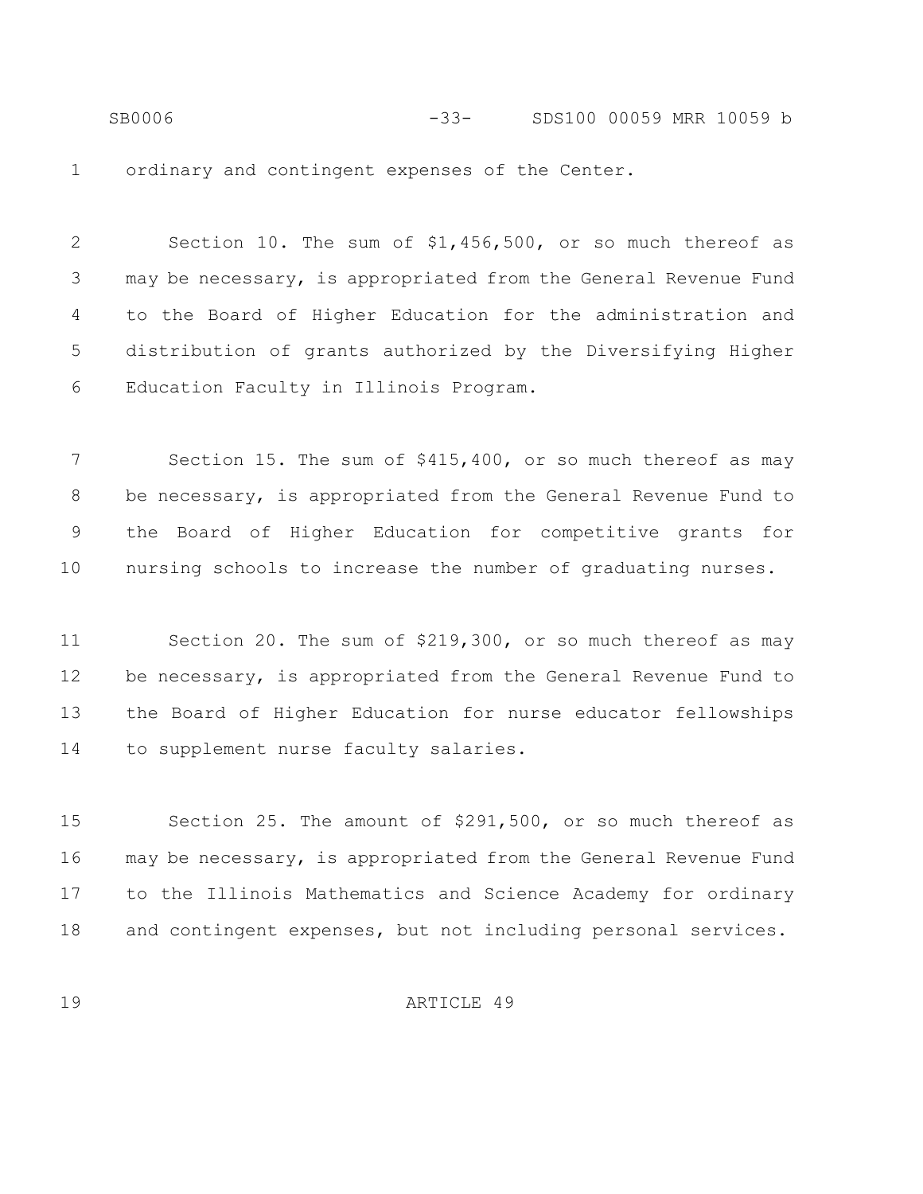ordinary and contingent expenses of the Center.

Section 10. The sum of $1,456,500, or so much thereof as may be necessary, is appropriated from the General Revenue Fund to the Board of Higher Education for the administration and distribution of grants authorized by the Diversifying Higher Education Faculty in Illinois Program.

Section 15. The sum of $415,400, or so much thereof as may be necessary, is appropriated from the General Revenue Fund to the Board of Higher Education for competitive grants for nursing schools to increase the number of graduating nurses.

Section 20. The sum of $219,300, or so much thereof as may be necessary, is appropriated from the General Revenue Fund to the Board of Higher Education for nurse educator fellowships to supplement nurse faculty salaries.

Section 25. The amount of $291,500, or so much thereof as may be necessary, is appropriated from the General Revenue Fund to the Illinois Mathematics and Science Academy for ordinary and contingent expenses, but not including personal services.

## ARTICLE 49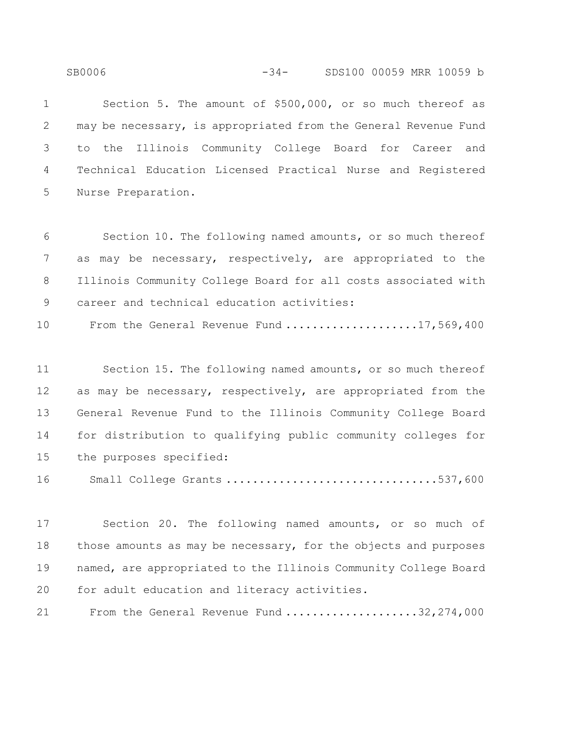Section 5. The amount of $500,000, or so much thereof as may be necessary, is appropriated from the General Revenue Fund to the Illinois Community College Board for Career and Technical Education Licensed Practical Nurse and Registered Nurse Preparation.

Section 10. The following named amounts, or so much thereof as may be necessary, respectively, are appropriated to the Illinois Community College Board for all costs associated with career and technical education activities:

From the General Revenue Fund ....................17,569,400

Section 15. The following named amounts, or so much thereof as may be necessary, respectively, are appropriated from the General Revenue Fund to the Illinois Community College Board for distribution to qualifying public community colleges for the purposes specified:

Small College Grants ...............................537,600

Section 20. The following named amounts, or so much of those amounts as may be necessary, for the objects and purposes named, are appropriated to the Illinois Community College Board for adult education and literacy activities.

From the General Revenue Fund ....................32,274,000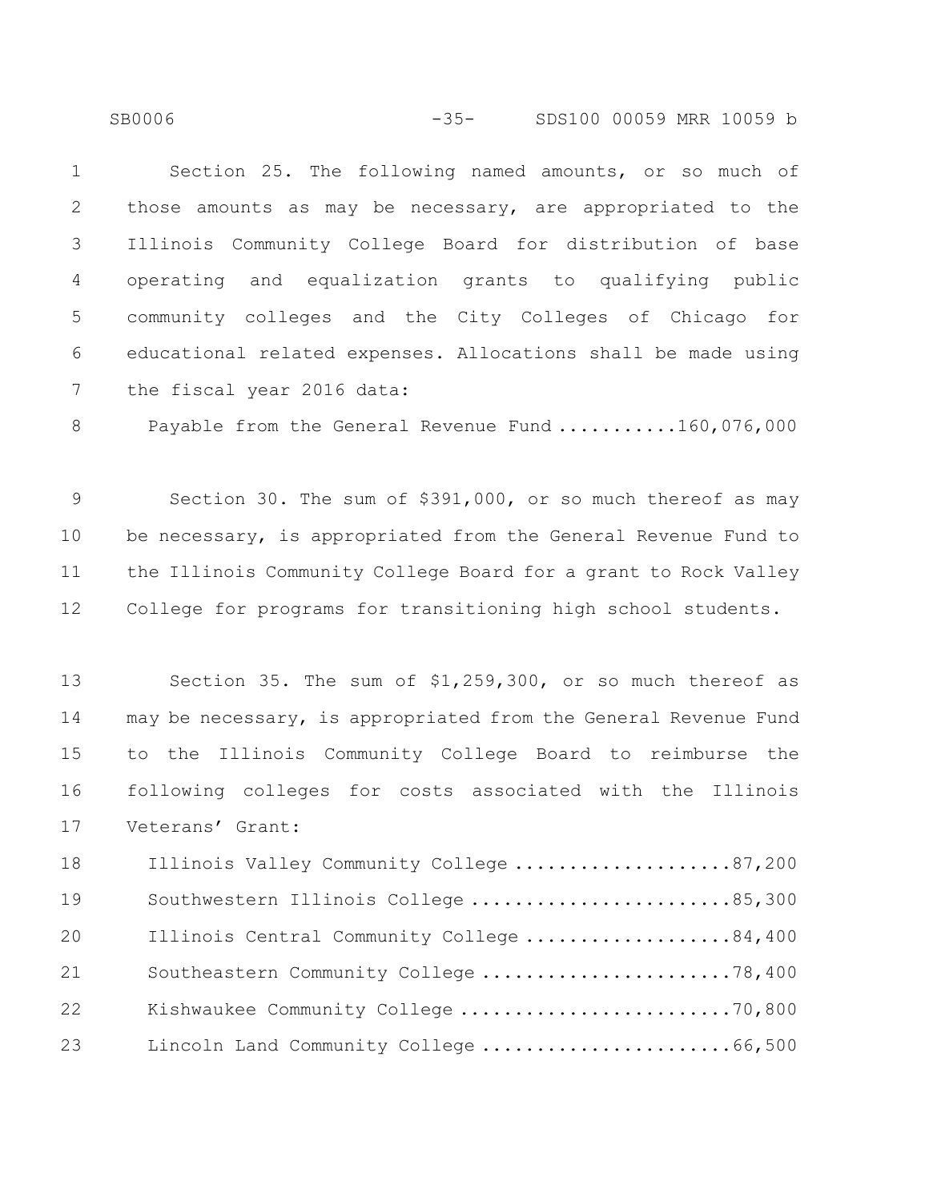Section 25. The following named amounts, or so much of those amounts as may be necessary, are appropriated to the Illinois Community College Board for distribution of base operating and equalization grants to qualifying public community colleges and the City Colleges of Chicago for educational related expenses. Allocations shall be made using the fiscal year 2016 data:

Payable from the General Revenue Fund ...........160,076,000

Section 30. The sum of $391,000, or so much thereof as may be necessary, is appropriated from the General Revenue Fund to the Illinois Community College Board for a grant to Rock Valley College for programs for transitioning high school students.

Section 35. The sum of $1,259,300, or so much thereof as may be necessary, is appropriated from the General Revenue Fund to the Illinois Community College Board to reimburse the following colleges for costs associated with the Illinois Veterans' Grant:

Illinois Valley Community College ....................87,200
Southwestern Illinois College ........................85,300
Illinois Central Community College ...................84,400
Southeastern Community College .......................78,400
Kishwaukee Community College .........................70,800
Lincoln Land Community College .......................66,500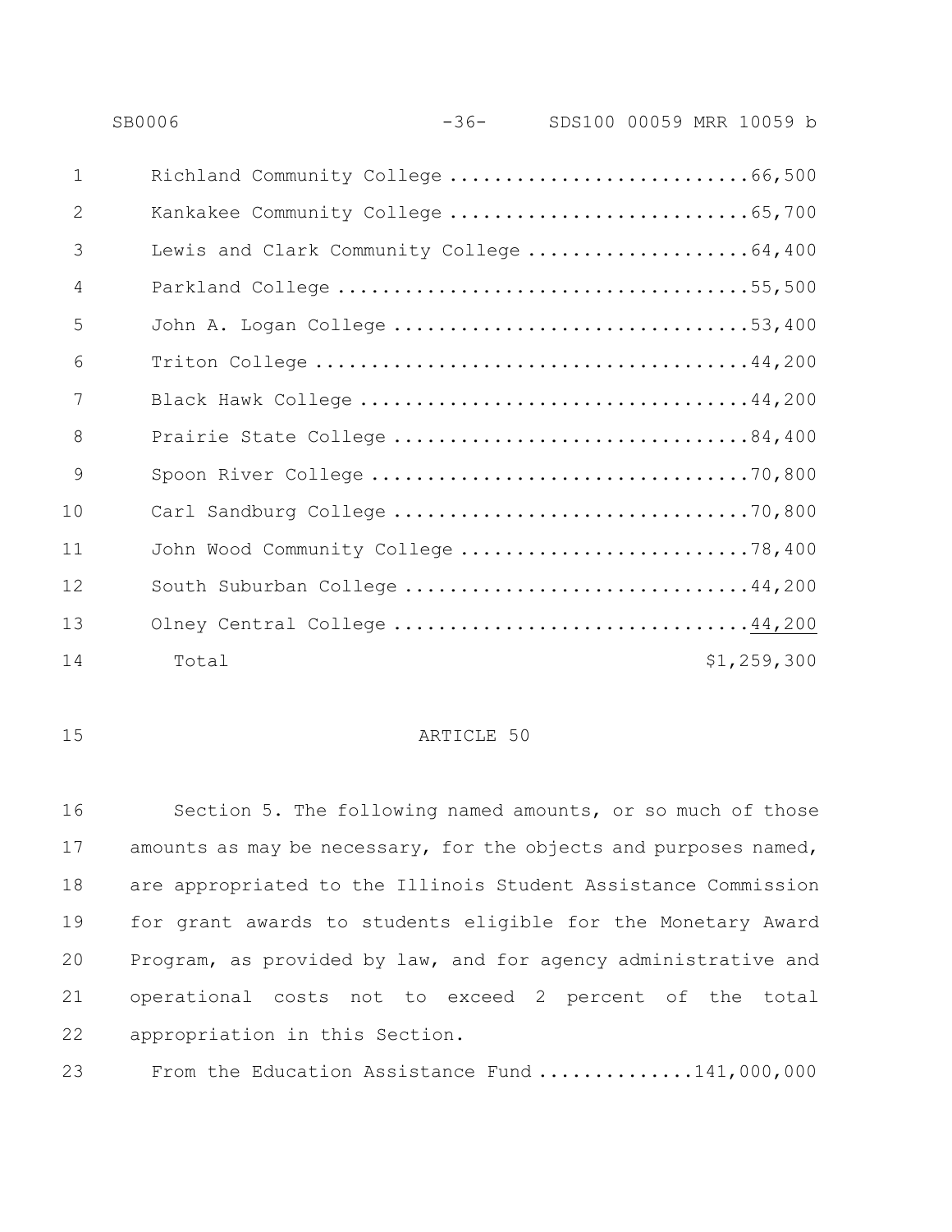| | |
|---|---|
| Richland Community College | 66,500 |
| Kankakee Community College | 65,700 |
| Lewis and Clark Community College | 64,400 |
| Parkland College | 55,500 |
| John A. Logan College | 53,400 |
| Triton College | 44,200 |
| Black Hawk College | 44,200 |
| Prairie State College | 84,400 |
| Spoon River College | 70,800 |
| Carl Sandburg College | 70,800 |
| John Wood Community College | 78,400 |
| South Suburban College | 44,200 |
| Olney Central College | 44,200 |
| Total | $1,259,300 |

## ARTICLE 50

Section 5. The following named amounts, or so much of those amounts as may be necessary, for the objects and purposes named, are appropriated to the Illinois Student Assistance Commission for grant awards to students eligible for the Monetary Award Program, as provided by law, and for agency administrative and operational costs not to exceed 2 percent of the total appropriation in this Section.

From the Education Assistance Fund ..............141,000,000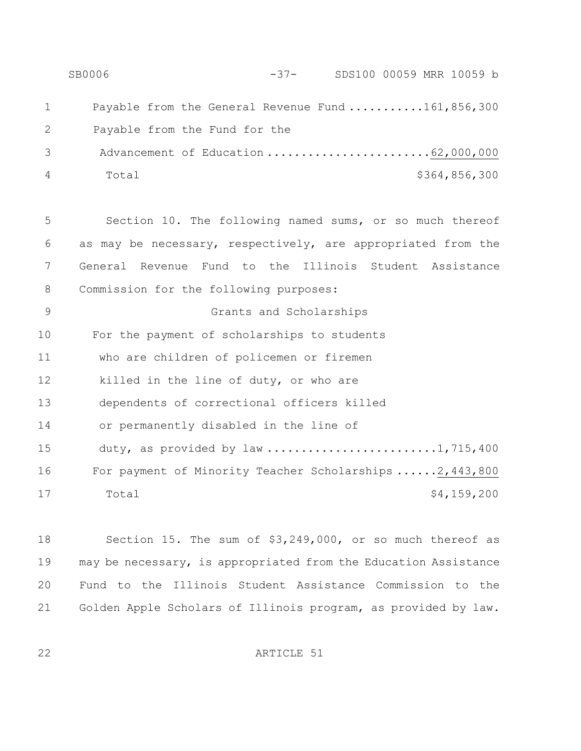Payable from the General Revenue Fund ...........161,856,300
Payable from the Fund for the
Advancement of Education ........................62,000,000
Total $364,856,300

Section 10. The following named sums, or so much thereof as may be necessary, respectively, are appropriated from the General Revenue Fund to the Illinois Student Assistance Commission for the following purposes:

Grants and Scholarships

For the payment of scholarships to students who are children of policemen or firemen killed in the line of duty, or who are dependents of correctional officers killed or permanently disabled in the line of duty, as provided by law .........................1,715,400
For payment of Minority Teacher Scholarships ......2,443,800
Total $4,159,200

Section 15. The sum of $3,249,000, or so much thereof as may be necessary, is appropriated from the Education Assistance Fund to the Illinois Student Assistance Commission to the Golden Apple Scholars of Illinois program, as provided by law.

ARTICLE 51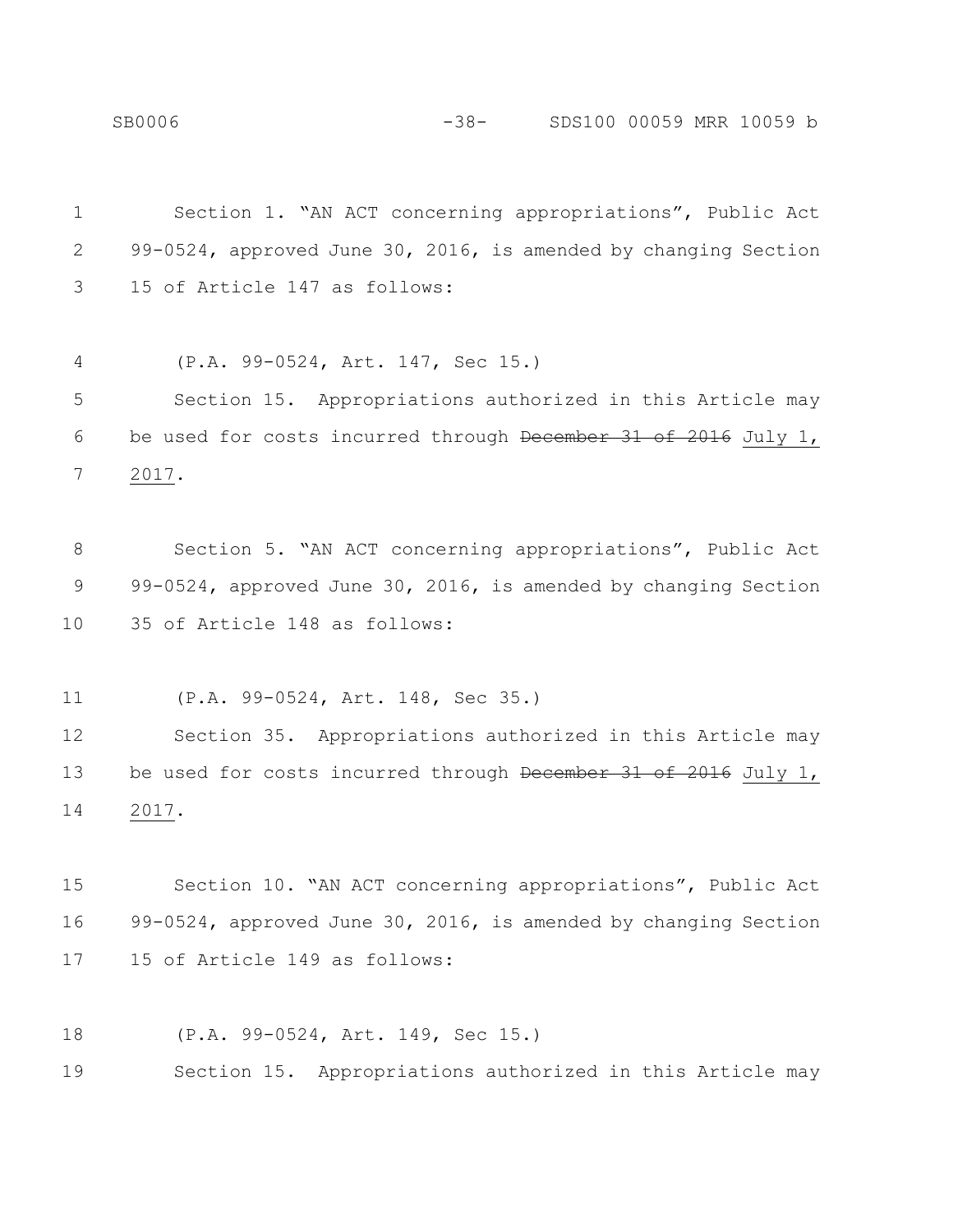Section 1. "AN ACT concerning appropriations", Public Act 99-0524, approved June 30, 2016, is amended by changing Section 15 of Article 147 as follows:

(P.A. 99-0524, Art. 147, Sec 15.)

Section 15. Appropriations authorized in this Article may be used for costs incurred through ~~December 31 of 2016~~ <u>July 1, 2017</u>.

Section 5. "AN ACT concerning appropriations", Public Act 99-0524, approved June 30, 2016, is amended by changing Section 35 of Article 148 as follows:

(P.A. 99-0524, Art. 148, Sec 35.)

Section 35. Appropriations authorized in this Article may be used for costs incurred through ~~December 31 of 2016~~ <u>July 1, 2017</u>.

Section 10. "AN ACT concerning appropriations", Public Act 99-0524, approved June 30, 2016, is amended by changing Section 15 of Article 149 as follows:

(P.A. 99-0524, Art. 149, Sec 15.)

Section 15. Appropriations authorized in this Article may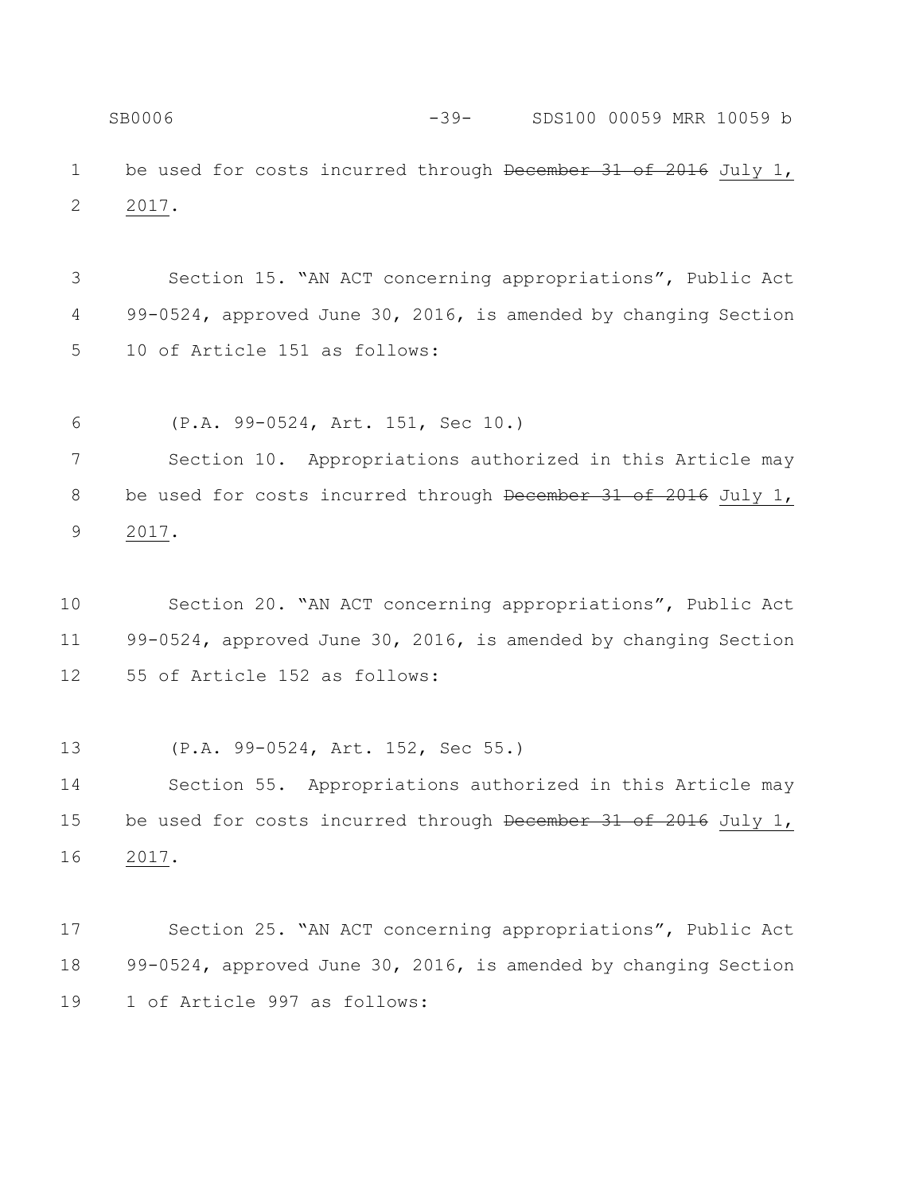be used for costs incurred through ~~December 31 of 2016~~ July 1, 2017.

Section 15. "AN ACT concerning appropriations", Public Act 99-0524, approved June 30, 2016, is amended by changing Section 10 of Article 151 as follows:

(P.A. 99-0524, Art. 151, Sec 10.)

Section 10. Appropriations authorized in this Article may be used for costs incurred through ~~December 31 of 2016~~ July 1, 2017.

Section 20. "AN ACT concerning appropriations", Public Act 99-0524, approved June 30, 2016, is amended by changing Section 55 of Article 152 as follows:

(P.A. 99-0524, Art. 152, Sec 55.)

Section 55. Appropriations authorized in this Article may be used for costs incurred through ~~December 31 of 2016~~ July 1, 2017.

Section 25. "AN ACT concerning appropriations", Public Act 99-0524, approved June 30, 2016, is amended by changing Section 1 of Article 997 as follows: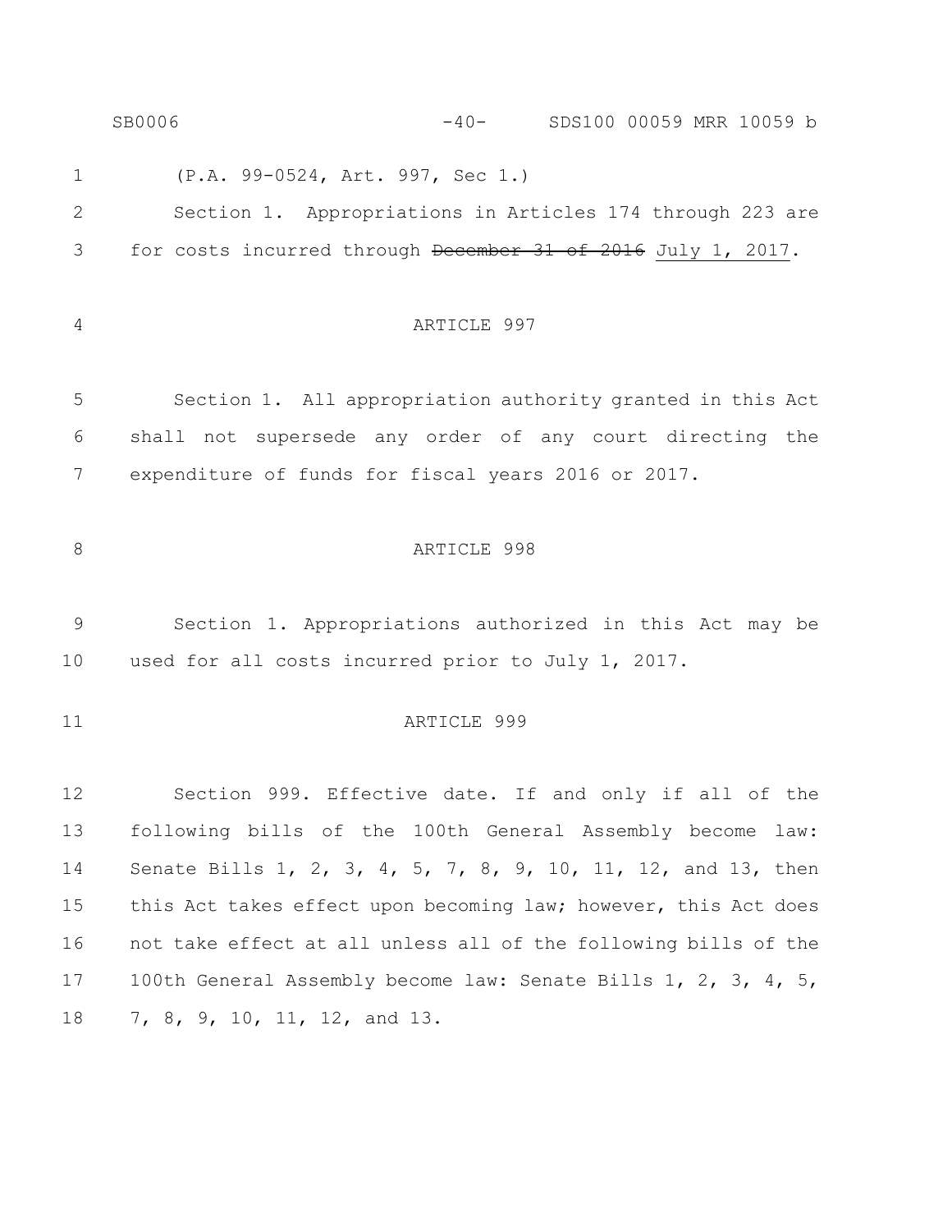(P.A. 99-0524, Art. 997, Sec 1.)

Section 1. Appropriations in Articles 174 through 223 are for costs incurred through ~~December 31 of 2016~~ July 1, 2017.

ARTICLE 997

Section 1. All appropriation authority granted in this Act shall not supersede any order of any court directing the expenditure of funds for fiscal years 2016 or 2017.

ARTICLE 998

Section 1. Appropriations authorized in this Act may be used for all costs incurred prior to July 1, 2017.

ARTICLE 999

Section 999. Effective date. If and only if all of the following bills of the 100th General Assembly become law: Senate Bills 1, 2, 3, 4, 5, 7, 8, 9, 10, 11, 12, and 13, then this Act takes effect upon becoming law; however, this Act does not take effect at all unless all of the following bills of the 100th General Assembly become law: Senate Bills 1, 2, 3, 4, 5, 7, 8, 9, 10, 11, 12, and 13.